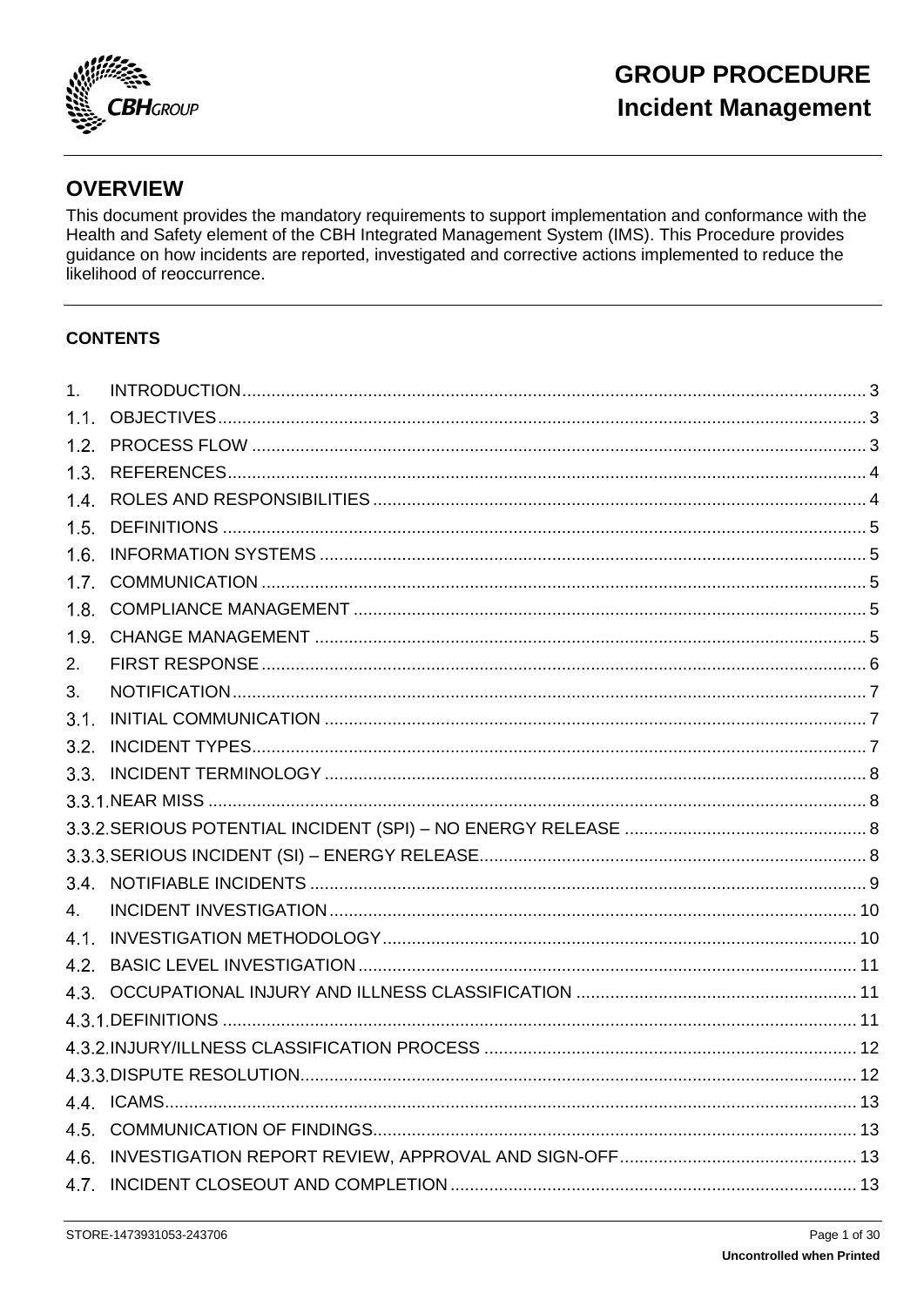# GROUP PROCEDURE
# Incident Management

## OVERVIEW

This document provides the mandatory requirements to support implementation and conformance with the Health and Safety element of the CBH Integrated Management System (IMS). This Procedure provides guidance on how incidents are reported, investigated and corrective actions implemented to reduce the likelihood of reoccurrence.

### CONTENTS

1. INTRODUCTION .................... 3
1.1. OBJECTIVES .................... 3
1.2. PROCESS FLOW .................... 3
1.3. REFERENCES .................... 4
1.4. ROLES AND RESPONSIBILITIES .................... 4
1.5. DEFINITIONS .................... 5
1.6. INFORMATION SYSTEMS .................... 5
1.7. COMMUNICATION .................... 5
1.8. COMPLIANCE MANAGEMENT .................... 5
1.9. CHANGE MANAGEMENT .................... 5
2. FIRST RESPONSE .................... 6
3. NOTIFICATION .................... 7
3.1. INITIAL COMMUNICATION .................... 7
3.2. INCIDENT TYPES .................... 7
3.3. INCIDENT TERMINOLOGY .................... 8
3.3.1. NEAR MISS .................... 8
3.3.2. SERIOUS POTENTIAL INCIDENT (SPI) – NO ENERGY RELEASE .................... 8
3.3.3. SERIOUS INCIDENT (SI) – ENERGY RELEASE .................... 8
3.4. NOTIFIABLE INCIDENTS .................... 9
4. INCIDENT INVESTIGATION .................... 10
4.1. INVESTIGATION METHODOLOGY .................... 10
4.2. BASIC LEVEL INVESTIGATION .................... 11
4.3. OCCUPATIONAL INJURY AND ILLNESS CLASSIFICATION .................... 11
4.3.1. DEFINITIONS .................... 11
4.3.2. INJURY/ILLNESS CLASSIFICATION PROCESS .................... 12
4.3.3. DISPUTE RESOLUTION .................... 12
4.4. ICAMS .................... 13
4.5. COMMUNICATION OF FINDINGS .................... 13
4.6. INVESTIGATION REPORT REVIEW, APPROVAL AND SIGN-OFF .................... 13
4.7. INCIDENT CLOSEOUT AND COMPLETION .................... 13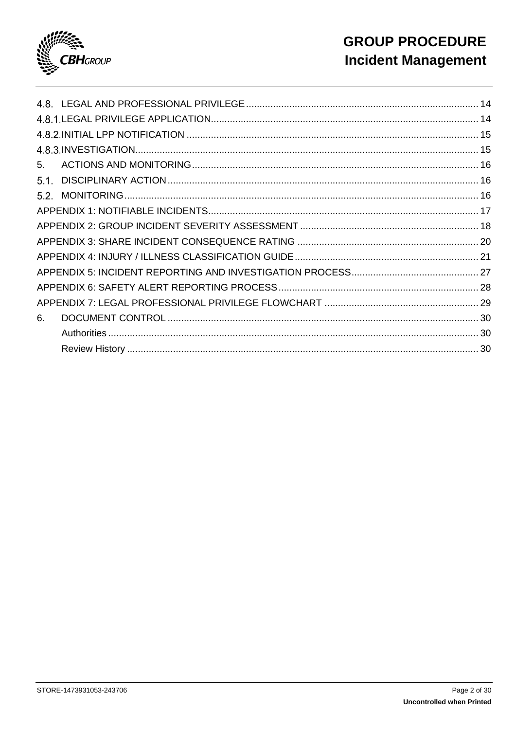| | | |
|---|---|---|
| 4.8. | LEGAL AND PROFESSIONAL PRIVILEGE | 14 |
| 4.8.1. | LEGAL PRIVILEGE APPLICATION | 14 |
| 4.8.2. | INITIAL LPP NOTIFICATION | 15 |
| 4.8.3. | INVESTIGATION | 15 |
| 5. | ACTIONS AND MONITORING | 16 |
| 5.1. | DISCIPLINARY ACTION | 16 |
| 5.2. | MONITORING | 16 |
| | APPENDIX 1: NOTIFIABLE INCIDENTS | 17 |
| | APPENDIX 2: GROUP INCIDENT SEVERITY ASSESSMENT | 18 |
| | APPENDIX 3: SHARE INCIDENT CONSEQUENCE RATING | 20 |
| | APPENDIX 4: INJURY / ILLNESS CLASSIFICATION GUIDE | 21 |
| | APPENDIX 5: INCIDENT REPORTING AND INVESTIGATION PROCESS | 27 |
| | APPENDIX 6: SAFETY ALERT REPORTING PROCESS | 28 |
| | APPENDIX 7: LEGAL PROFESSIONAL PRIVILEGE FLOWCHART | 29 |
| 6. | DOCUMENT CONTROL | 30 |
| | Authorities | 30 |
| | Review History | 30 |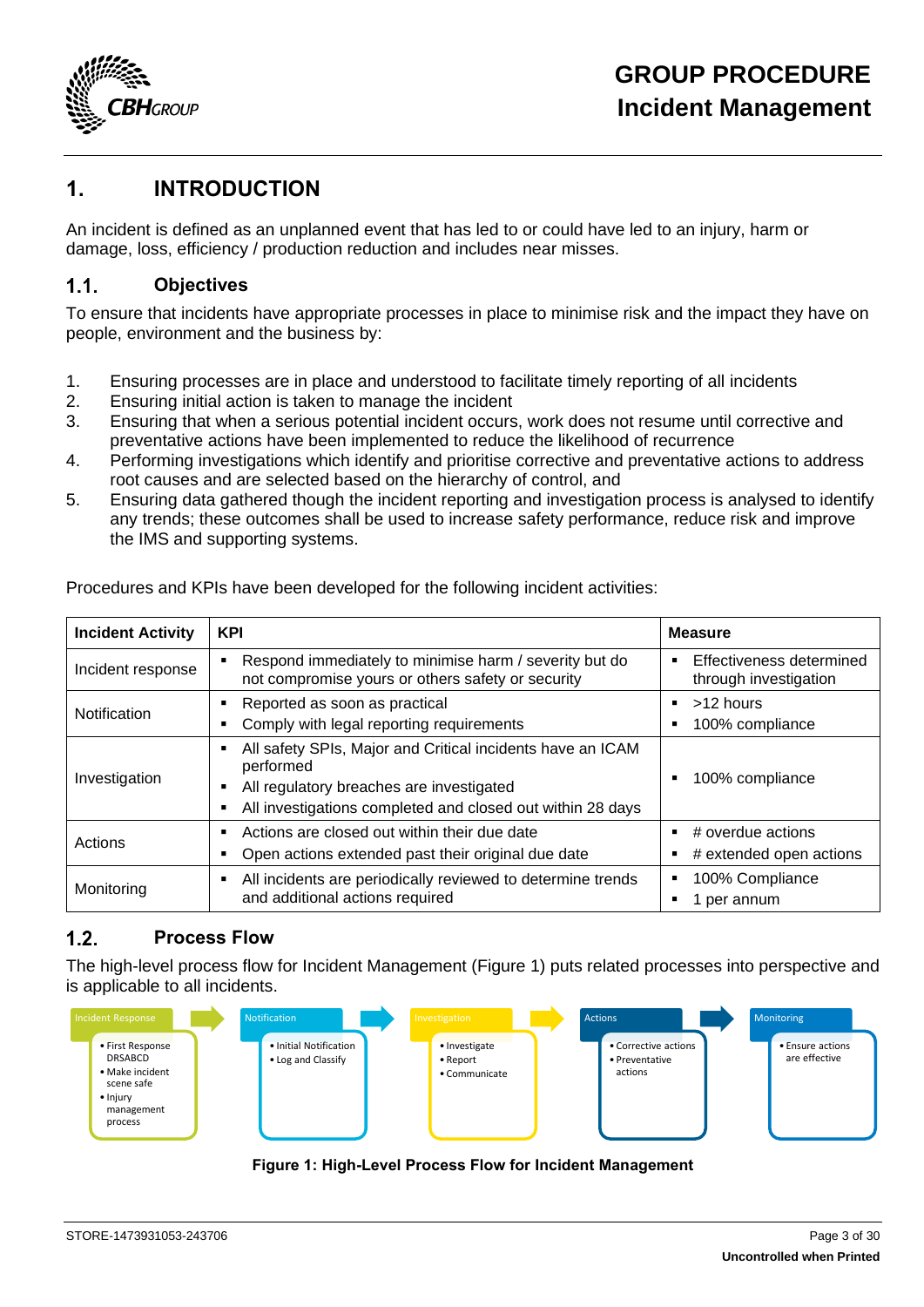## 1. INTRODUCTION

An incident is defined as an unplanned event that has led to or could have led to an injury, harm or damage, loss, efficiency / production reduction and includes near misses.

### 1.1. Objectives

To ensure that incidents have appropriate processes in place to minimise risk and the impact they have on people, environment and the business by:

1. Ensuring processes are in place and understood to facilitate timely reporting of all incidents
2. Ensuring initial action is taken to manage the incident
3. Ensuring that when a serious potential incident occurs, work does not resume until corrective and preventative actions have been implemented to reduce the likelihood of recurrence
4. Performing investigations which identify and prioritise corrective and preventative actions to address root causes and are selected based on the hierarchy of control, and
5. Ensuring data gathered though the incident reporting and investigation process is analysed to identify any trends; these outcomes shall be used to increase safety performance, reduce risk and improve the IMS and supporting systems.

Procedures and KPIs have been developed for the following incident activities:

| Incident Activity | KPI | Measure |
|---|---|---|
| Incident response | ▪ Respond immediately to minimise harm / severity but do not compromise yours or others safety or security | ▪ Effectiveness determined through investigation |
| Notification | ▪ Reported as soon as practical<br>▪ Comply with legal reporting requirements | ▪ >12 hours<br>▪ 100% compliance |
| Investigation | ▪ All safety SPIs, Major and Critical incidents have an ICAM performed<br>▪ All regulatory breaches are investigated<br>▪ All investigations completed and closed out within 28 days | ▪ 100% compliance |
| Actions | ▪ Actions are closed out within their due date<br>▪ Open actions extended past their original due date | ▪ # overdue actions<br>▪ # extended open actions |
| Monitoring | ▪ All incidents are periodically reviewed to determine trends and additional actions required | ▪ 100% Compliance<br>▪ 1 per annum |

### 1.2. Process Flow

The high-level process flow for Incident Management (Figure 1) puts related processes into perspective and is applicable to all incidents.

- **Incident Response**
  - First Response DRSABCD
  - Make incident scene safe
  - Injury management process
- **Notification**
  - Initial Notification
  - Log and Classify
- **Investigation**
  - Investigate
  - Report
  - Communicate
- **Actions**
  - Corrective actions
  - Preventative actions
- **Monitoring**
  - Ensure actions are effective

**Figure 1: High-Level Process Flow for Incident Management**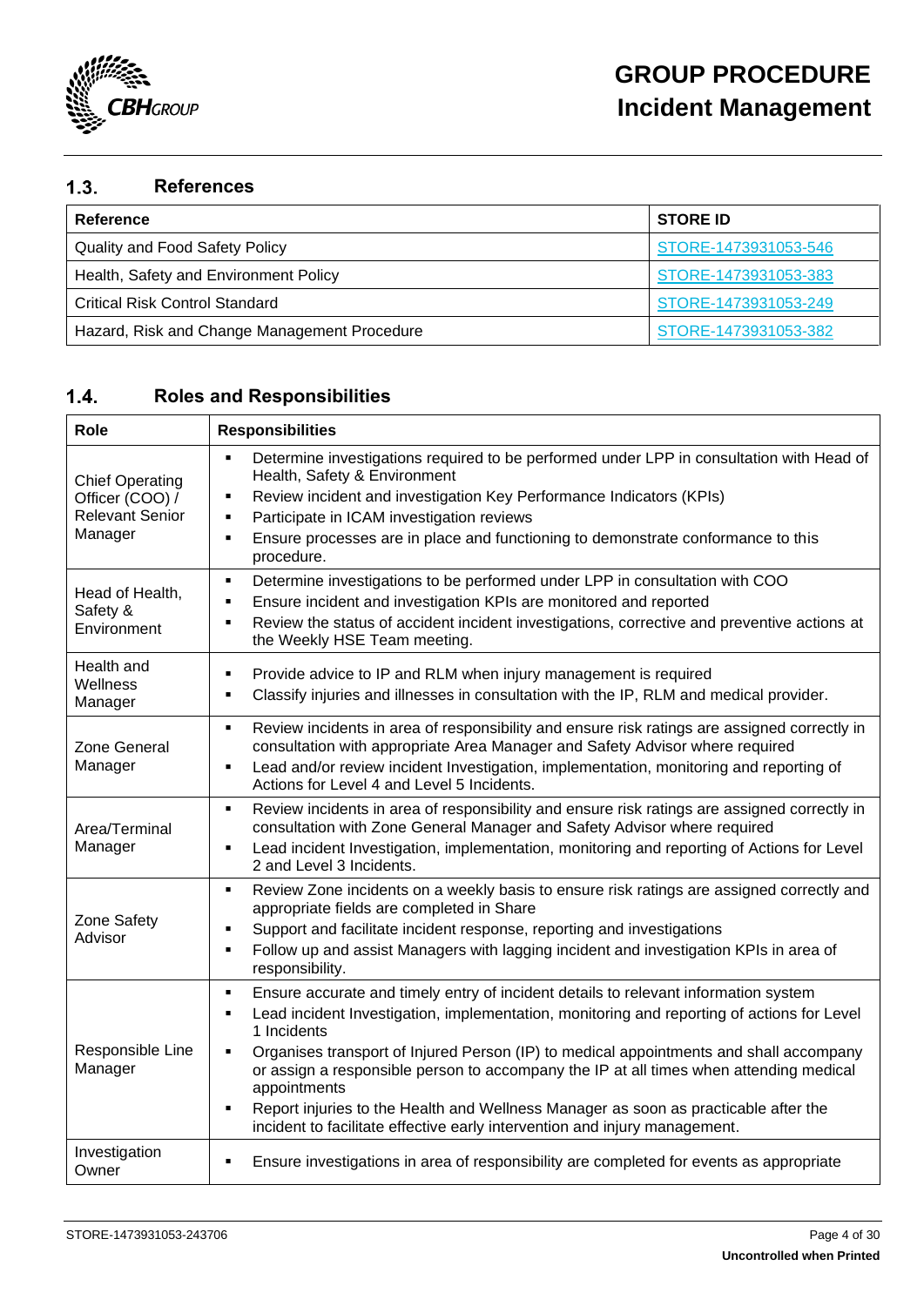## 1.3. References

| Reference | STORE ID |
|---|---|
| Quality and Food Safety Policy | STORE-1473931053-546 |
| Health, Safety and Environment Policy | STORE-1473931053-383 |
| Critical Risk Control Standard | STORE-1473931053-249 |
| Hazard, Risk and Change Management Procedure | STORE-1473931053-382 |

## 1.4. Roles and Responsibilities

| Role | Responsibilities |
|---|---|
| Chief Operating Officer (COO) / Relevant Senior Manager | ▪ Determine investigations required to be performed under LPP in consultation with Head of Health, Safety & Environment<br>▪ Review incident and investigation Key Performance Indicators (KPIs)<br>▪ Participate in ICAM investigation reviews<br>▪ Ensure processes are in place and functioning to demonstrate conformance to this procedure. |
| Head of Health, Safety & Environment | ▪ Determine investigations to be performed under LPP in consultation with COO<br>▪ Ensure incident and investigation KPIs are monitored and reported<br>▪ Review the status of accident incident investigations, corrective and preventive actions at the Weekly HSE Team meeting. |
| Health and Wellness Manager | ▪ Provide advice to IP and RLM when injury management is required<br>▪ Classify injuries and illnesses in consultation with the IP, RLM and medical provider. |
| Zone General Manager | ▪ Review incidents in area of responsibility and ensure risk ratings are assigned correctly in consultation with appropriate Area Manager and Safety Advisor where required<br>▪ Lead and/or review incident Investigation, implementation, monitoring and reporting of Actions for Level 4 and Level 5 Incidents. |
| Area/Terminal Manager | ▪ Review incidents in area of responsibility and ensure risk ratings are assigned correctly in consultation with Zone General Manager and Safety Advisor where required<br>▪ Lead incident Investigation, implementation, monitoring and reporting of Actions for Level 2 and Level 3 Incidents. |
| Zone Safety Advisor | ▪ Review Zone incidents on a weekly basis to ensure risk ratings are assigned correctly and appropriate fields are completed in Share<br>▪ Support and facilitate incident response, reporting and investigations<br>▪ Follow up and assist Managers with lagging incident and investigation KPIs in area of responsibility. |
| Responsible Line Manager | ▪ Ensure accurate and timely entry of incident details to relevant information system<br>▪ Lead incident Investigation, implementation, monitoring and reporting of actions for Level 1 Incidents<br>▪ Organises transport of Injured Person (IP) to medical appointments and shall accompany or assign a responsible person to accompany the IP at all times when attending medical appointments<br>▪ Report injuries to the Health and Wellness Manager as soon as practicable after the incident to facilitate effective early intervention and injury management. |
| Investigation Owner | ▪ Ensure investigations in area of responsibility are completed for events as appropriate |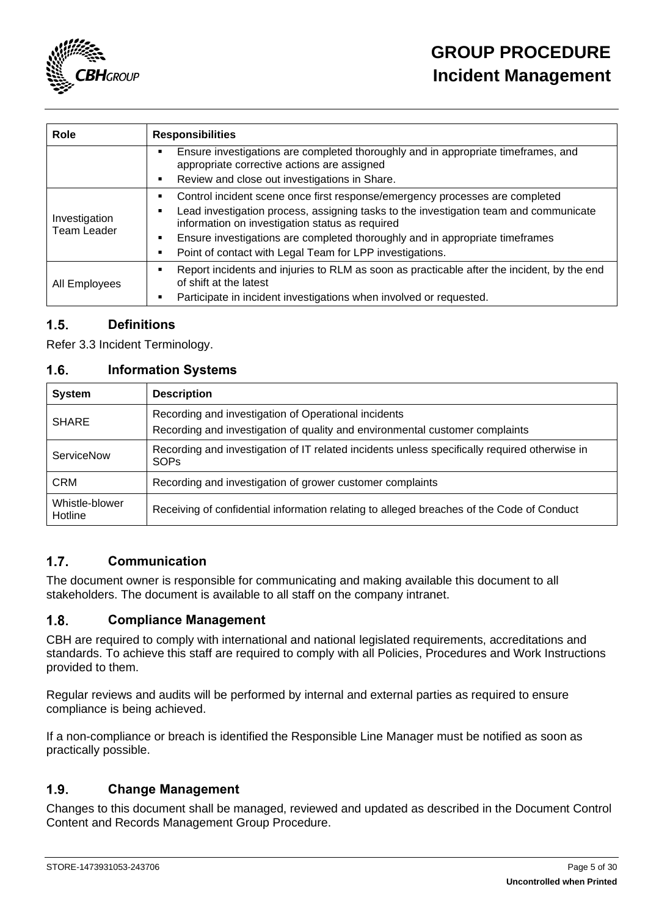| Role | Responsibilities |
|---|---|
| | ▪ Ensure investigations are completed thoroughly and in appropriate timeframes, and appropriate corrective actions are assigned<br>▪ Review and close out investigations in Share. |
| Investigation Team Leader | ▪ Control incident scene once first response/emergency processes are completed<br>▪ Lead investigation process, assigning tasks to the investigation team and communicate information on investigation status as required<br>▪ Ensure investigations are completed thoroughly and in appropriate timeframes<br>▪ Point of contact with Legal Team for LPP investigations. |
| All Employees | ▪ Report incidents and injuries to RLM as soon as practicable after the incident, by the end of shift at the latest<br>▪ Participate in incident investigations when involved or requested. |

## 1.5. Definitions

Refer 3.3 Incident Terminology.

## 1.6. Information Systems

| System | Description |
|---|---|
| SHARE | Recording and investigation of Operational incidents<br>Recording and investigation of quality and environmental customer complaints |
| ServiceNow | Recording and investigation of IT related incidents unless specifically required otherwise in SOPs |
| CRM | Recording and investigation of grower customer complaints |
| Whistle-blower Hotline | Receiving of confidential information relating to alleged breaches of the Code of Conduct |

## 1.7. Communication

The document owner is responsible for communicating and making available this document to all stakeholders. The document is available to all staff on the company intranet.

## 1.8. Compliance Management

CBH are required to comply with international and national legislated requirements, accreditations and standards. To achieve this staff are required to comply with all Policies, Procedures and Work Instructions provided to them.

Regular reviews and audits will be performed by internal and external parties as required to ensure compliance is being achieved.

If a non-compliance or breach is identified the Responsible Line Manager must be notified as soon as practically possible.

## 1.9. Change Management

Changes to this document shall be managed, reviewed and updated as described in the Document Control Content and Records Management Group Procedure.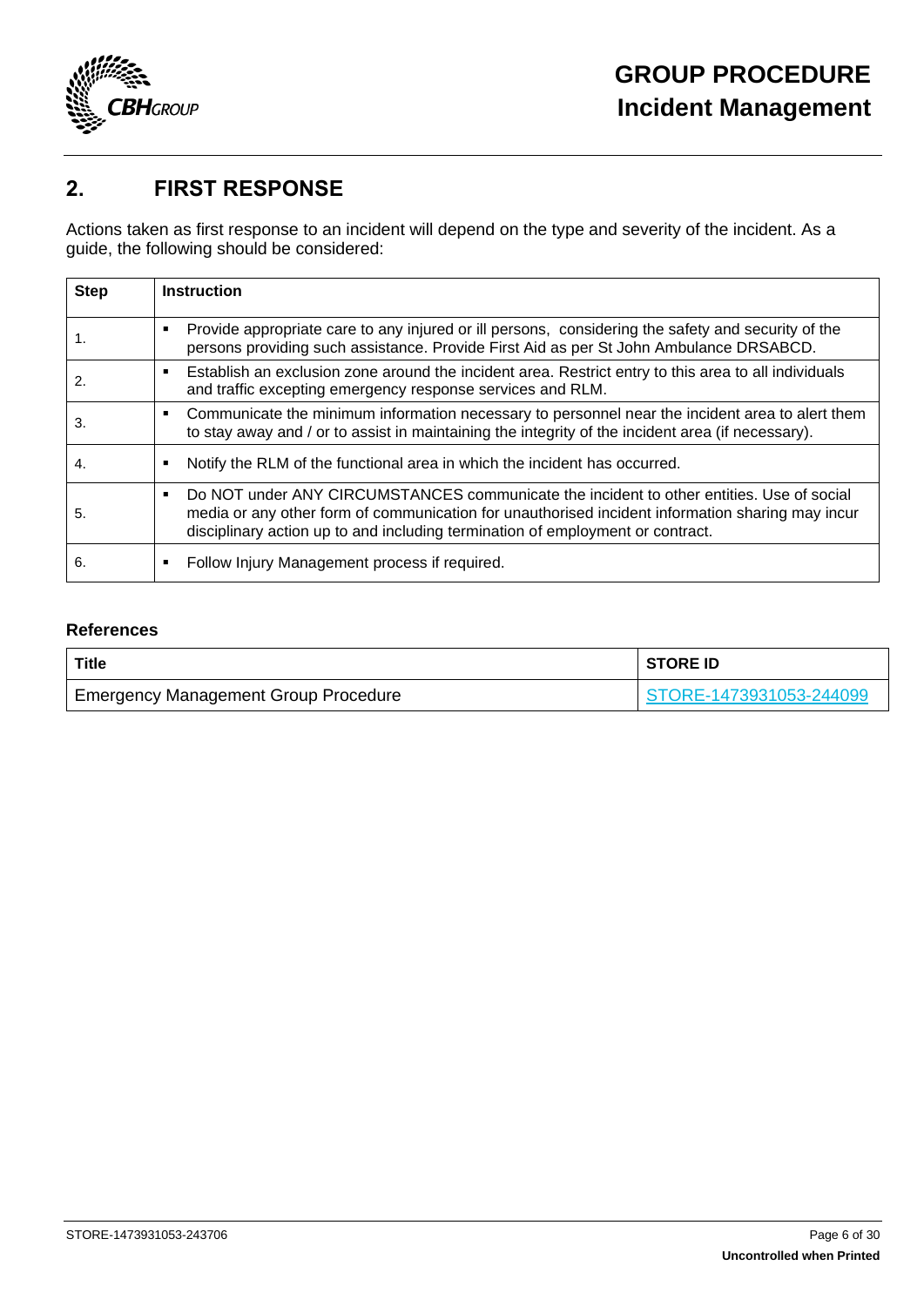## 2. FIRST RESPONSE

Actions taken as first response to an incident will depend on the type and severity of the incident. As a guide, the following should be considered:

| Step | Instruction |
|---|---|
| 1. | ▪ Provide appropriate care to any injured or ill persons, considering the safety and security of the persons providing such assistance. Provide First Aid as per St John Ambulance DRSABCD. |
| 2. | ▪ Establish an exclusion zone around the incident area. Restrict entry to this area to all individuals and traffic excepting emergency response services and RLM. |
| 3. | ▪ Communicate the minimum information necessary to personnel near the incident area to alert them to stay away and / or to assist in maintaining the integrity of the incident area (if necessary). |
| 4. | ▪ Notify the RLM of the functional area in which the incident has occurred. |
| 5. | ▪ Do NOT under ANY CIRCUMSTANCES communicate the incident to other entities. Use of social media or any other form of communication for unauthorised incident information sharing may incur disciplinary action up to and including termination of employment or contract. |
| 6. | ▪ Follow Injury Management process if required. |

### References

| Title | STORE ID |
|---|---|
| Emergency Management Group Procedure | STORE-1473931053-244099 |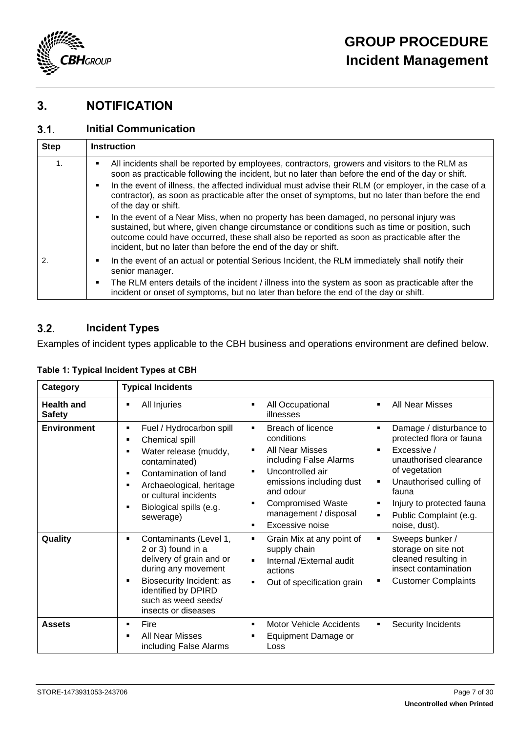## 3. NOTIFICATION

### 3.1. Initial Communication

| Step | Instruction |
|---|---|
| 1. | ▪ All incidents shall be reported by employees, contractors, growers and visitors to the RLM as soon as practicable following the incident, but no later than before the end of the day or shift.<br>▪ In the event of illness, the affected individual must advise their RLM (or employer, in the case of a contractor), as soon as practicable after the onset of symptoms, but no later than before the end of the day or shift.<br>▪ In the event of a Near Miss, when no property has been damaged, no personal injury was sustained, but where, given change circumstance or conditions such as time or position, such outcome could have occurred, these shall also be reported as soon as practicable after the incident, but no later than before the end of the day or shift. |
| 2. | ▪ In the event of an actual or potential Serious Incident, the RLM immediately shall notify their senior manager.<br>▪ The RLM enters details of the incident / illness into the system as soon as practicable after the incident or onset of symptoms, but no later than before the end of the day or shift. |

### 3.2. Incident Types

Examples of incident types applicable to the CBH business and operations environment are defined below.

**Table 1: Typical Incident Types at CBH**

| Category | Typical Incidents | | |
|---|---|---|---|
| **Health and Safety** | ▪ All Injuries | ▪ All Occupational illnesses | ▪ All Near Misses |
| **Environment** | ▪ Fuel / Hydrocarbon spill<br>▪ Chemical spill<br>▪ Water release (muddy, contaminated)<br>▪ Contamination of land<br>▪ Archaeological, heritage or cultural incidents<br>▪ Biological spills (e.g. sewerage) | ▪ Breach of licence conditions<br>▪ All Near Misses including False Alarms<br>▪ Uncontrolled air emissions including dust and odour<br>▪ Compromised Waste management / disposal<br>▪ Excessive noise | ▪ Damage / disturbance to protected flora or fauna<br>▪ Excessive / unauthorised clearance of vegetation<br>▪ Unauthorised culling of fauna<br>▪ Injury to protected fauna<br>▪ Public Complaint (e.g. noise, dust). |
| **Quality** | ▪ Contaminants (Level 1, 2 or 3) found in a delivery of grain and or during any movement<br>▪ Biosecurity Incident: as identified by DPIRD such as weed seeds/ insects or diseases | ▪ Grain Mix at any point of supply chain<br>▪ Internal /External audit actions<br>▪ Out of specification grain | ▪ Sweeps bunker / storage on site not cleaned resulting in insect contamination<br>▪ Customer Complaints |
| **Assets** | ▪ Fire<br>▪ All Near Misses including False Alarms | ▪ Motor Vehicle Accidents<br>▪ Equipment Damage or Loss | ▪ Security Incidents |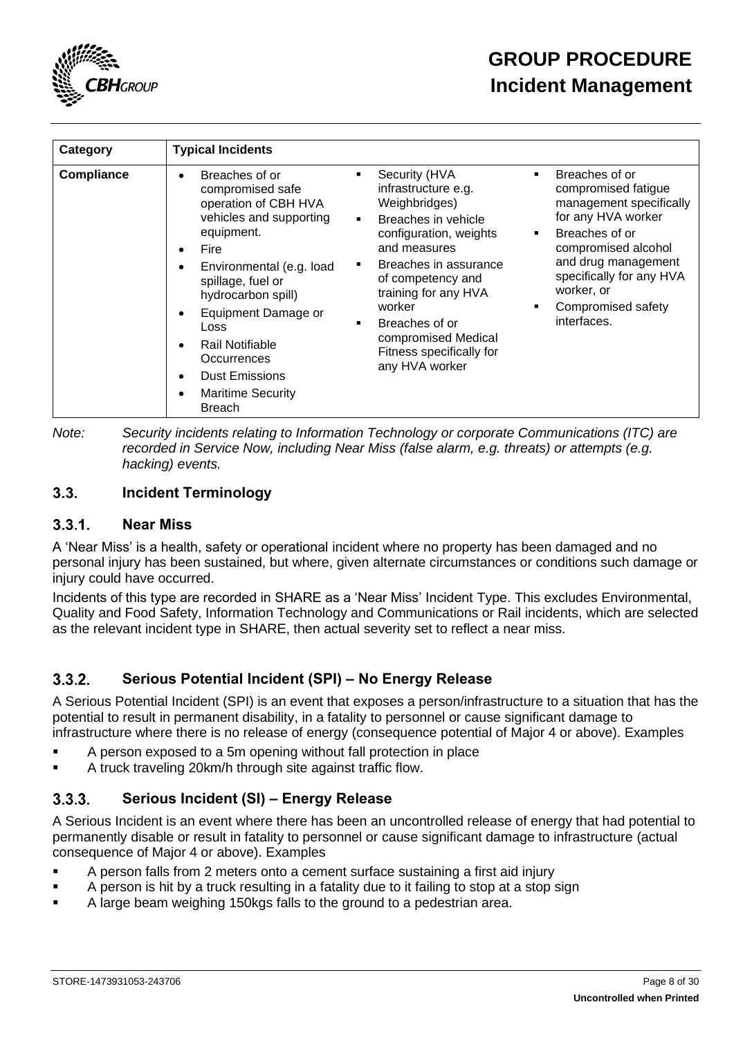| Category | Typical Incidents | | |
|---|---|---|---|
| **Compliance** | • Breaches of or compromised safe operation of CBH HVA vehicles and supporting equipment.<br>• Fire<br>• Environmental (e.g. load spillage, fuel or hydrocarbon spill)<br>• Equipment Damage or Loss<br>• Rail Notifiable Occurrences<br>• Dust Emissions<br>• Maritime Security Breach | ▪ Security (HVA infrastructure e.g. Weighbridges)<br>▪ Breaches in vehicle configuration, weights and measures<br>▪ Breaches in assurance of competency and training for any HVA worker<br>▪ Breaches of or compromised Medical Fitness specifically for any HVA worker | ▪ Breaches of or compromised fatigue management specifically for any HVA worker<br>▪ Breaches of or compromised alcohol and drug management specifically for any HVA worker, or<br>▪ Compromised safety interfaces. |

*Note: Security incidents relating to Information Technology or corporate Communications (ITC) are recorded in Service Now, including Near Miss (false alarm, e.g. threats) or attempts (e.g. hacking) events.*

## 3.3. Incident Terminology

### 3.3.1. Near Miss

A 'Near Miss' is a health, safety or operational incident where no property has been damaged and no personal injury has been sustained, but where, given alternate circumstances or conditions such damage or injury could have occurred.

Incidents of this type are recorded in SHARE as a 'Near Miss' Incident Type. This excludes Environmental, Quality and Food Safety, Information Technology and Communications or Rail incidents, which are selected as the relevant incident type in SHARE, then actual severity set to reflect a near miss.

### 3.3.2. Serious Potential Incident (SPI) – No Energy Release

A Serious Potential Incident (SPI) is an event that exposes a person/infrastructure to a situation that has the potential to result in permanent disability, in a fatality to personnel or cause significant damage to infrastructure where there is no release of energy (consequence potential of Major 4 or above). Examples

- A person exposed to a 5m opening without fall protection in place
- A truck traveling 20km/h through site against traffic flow.

### 3.3.3. Serious Incident (SI) – Energy Release

A Serious Incident is an event where there has been an uncontrolled release of energy that had potential to permanently disable or result in fatality to personnel or cause significant damage to infrastructure (actual consequence of Major 4 or above). Examples

- A person falls from 2 meters onto a cement surface sustaining a first aid injury
- A person is hit by a truck resulting in a fatality due to it failing to stop at a stop sign
- A large beam weighing 150kgs falls to the ground to a pedestrian area.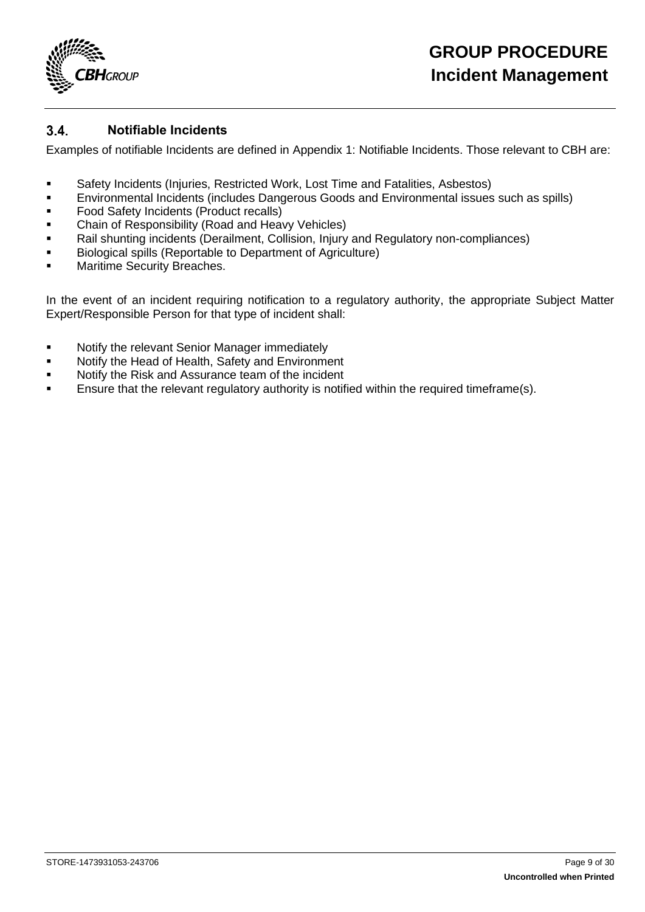### 3.4. Notifiable Incidents

Examples of notifiable Incidents are defined in Appendix 1: Notifiable Incidents. Those relevant to CBH are:

- Safety Incidents (Injuries, Restricted Work, Lost Time and Fatalities, Asbestos)
- Environmental Incidents (includes Dangerous Goods and Environmental issues such as spills)
- Food Safety Incidents (Product recalls)
- Chain of Responsibility (Road and Heavy Vehicles)
- Rail shunting incidents (Derailment, Collision, Injury and Regulatory non-compliances)
- Biological spills (Reportable to Department of Agriculture)
- Maritime Security Breaches.

In the event of an incident requiring notification to a regulatory authority, the appropriate Subject Matter Expert/Responsible Person for that type of incident shall:

- Notify the relevant Senior Manager immediately
- Notify the Head of Health, Safety and Environment
- Notify the Risk and Assurance team of the incident
- Ensure that the relevant regulatory authority is notified within the required timeframe(s).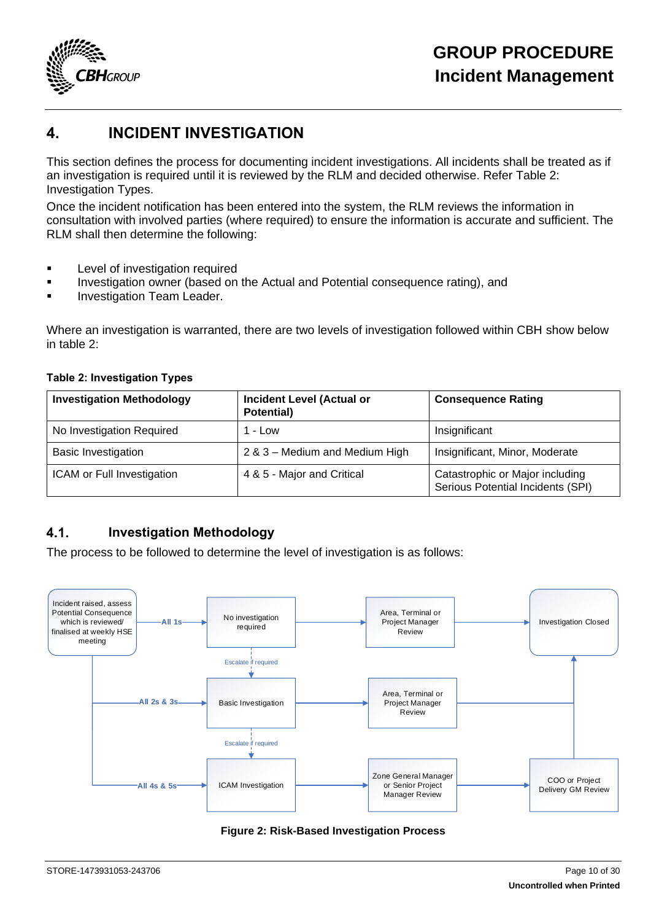# 4. INCIDENT INVESTIGATION

This section defines the process for documenting incident investigations. All incidents shall be treated as if an investigation is required until it is reviewed by the RLM and decided otherwise. Refer Table 2: Investigation Types.

Once the incident notification has been entered into the system, the RLM reviews the information in consultation with involved parties (where required) to ensure the information is accurate and sufficient. The RLM shall then determine the following:

- Level of investigation required
- Investigation owner (based on the Actual and Potential consequence rating), and
- Investigation Team Leader.

Where an investigation is warranted, there are two levels of investigation followed within CBH show below in table 2:

**Table 2: Investigation Types**

| Investigation Methodology | Incident Level (Actual or Potential) | Consequence Rating |
|---|---|---|
| No Investigation Required | 1 - Low | Insignificant |
| Basic Investigation | 2 & 3 – Medium and Medium High | Insignificant, Minor, Moderate |
| ICAM or Full Investigation | 4 & 5 - Major and Critical | Catastrophic or Major including Serious Potential Incidents (SPI) |

## 4.1. Investigation Methodology

The process to be followed to determine the level of investigation is as follows:

Incident raised, assess Potential Consequence which is reviewed/ finalised at weekly HSE meeting

All 1s → No investigation required → Area, Terminal or Project Manager Review → Investigation Closed

Escalate if required

All 2s & 3s → Basic Investigation → Area, Terminal or Project Manager Review → Investigation Closed

Escalate if required

All 4s & 5s → ICAM Investigation → Zone General Manager or Senior Project Manager Review → COO or Project Delivery GM Review → Investigation Closed

**Figure 2: Risk-Based Investigation Process**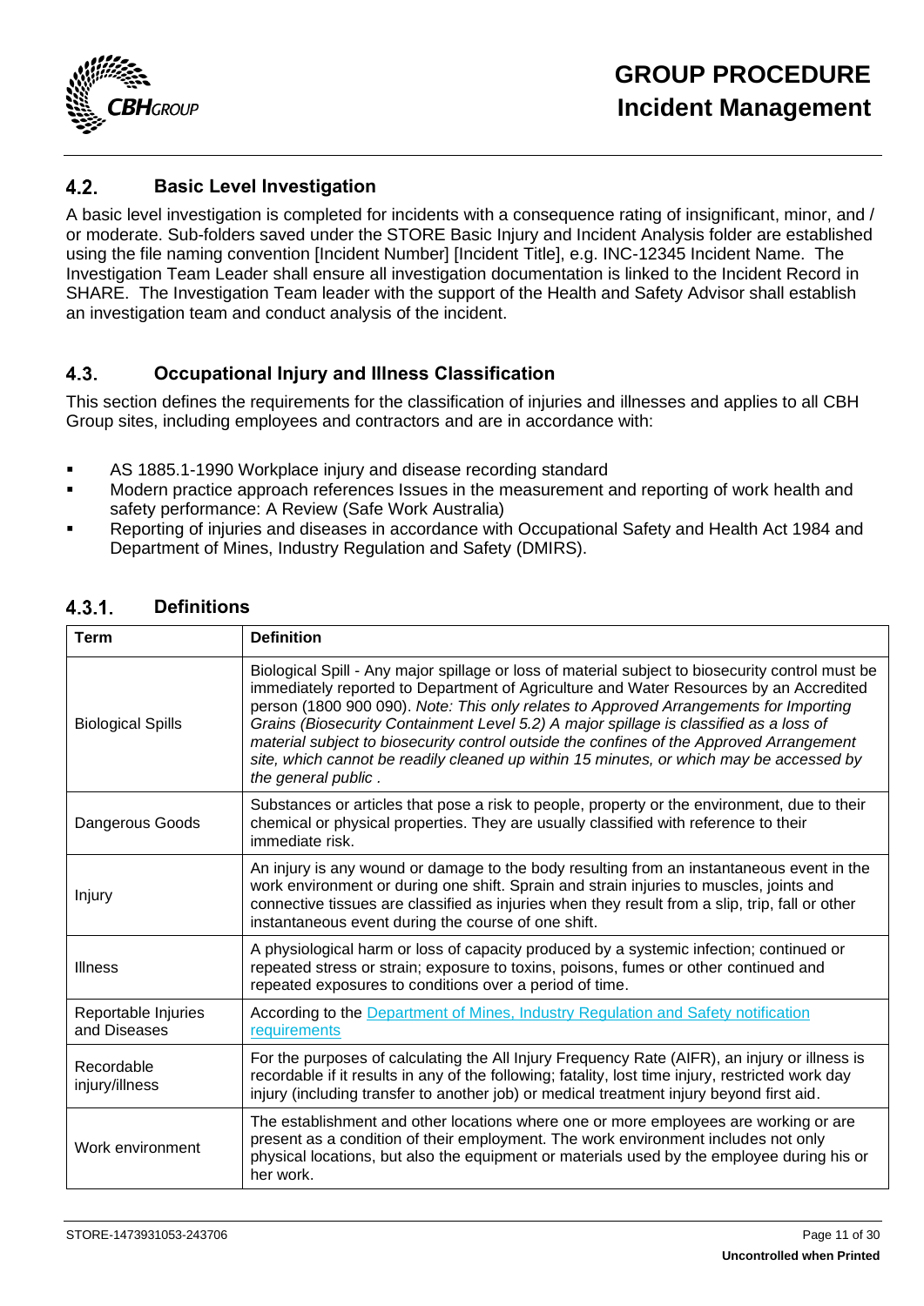## 4.2. Basic Level Investigation

A basic level investigation is completed for incidents with a consequence rating of insignificant, minor, and / or moderate. Sub-folders saved under the STORE Basic Injury and Incident Analysis folder are established using the file naming convention [Incident Number] [Incident Title], e.g. INC-12345 Incident Name. The Investigation Team Leader shall ensure all investigation documentation is linked to the Incident Record in SHARE. The Investigation Team leader with the support of the Health and Safety Advisor shall establish an investigation team and conduct analysis of the incident.

## 4.3. Occupational Injury and Illness Classification

This section defines the requirements for the classification of injuries and illnesses and applies to all CBH Group sites, including employees and contractors and are in accordance with:

- AS 1885.1-1990 Workplace injury and disease recording standard
- Modern practice approach references Issues in the measurement and reporting of work health and safety performance: A Review (Safe Work Australia)
- Reporting of injuries and diseases in accordance with Occupational Safety and Health Act 1984 and Department of Mines, Industry Regulation and Safety (DMIRS).

### 4.3.1. Definitions

| Term | Definition |
|---|---|
| Biological Spills | Biological Spill - Any major spillage or loss of material subject to biosecurity control must be immediately reported to Department of Agriculture and Water Resources by an Accredited person (1800 900 090). *Note: This only relates to Approved Arrangements for Importing Grains (Biosecurity Containment Level 5.2) A major spillage is classified as a loss of material subject to biosecurity control outside the confines of the Approved Arrangement site, which cannot be readily cleaned up within 15 minutes, or which may be accessed by the general public .* |
| Dangerous Goods | Substances or articles that pose a risk to people, property or the environment, due to their chemical or physical properties. They are usually classified with reference to their immediate risk. |
| Injury | An injury is any wound or damage to the body resulting from an instantaneous event in the work environment or during one shift. Sprain and strain injuries to muscles, joints and connective tissues are classified as injuries when they result from a slip, trip, fall or other instantaneous event during the course of one shift. |
| Illness | A physiological harm or loss of capacity produced by a systemic infection; continued or repeated stress or strain; exposure to toxins, poisons, fumes or other continued and repeated exposures to conditions over a period of time. |
| Reportable Injuries and Diseases | According to the Department of Mines, Industry Regulation and Safety notification requirements |
| Recordable injury/illness | For the purposes of calculating the All Injury Frequency Rate (AIFR), an injury or illness is recordable if it results in any of the following; fatality, lost time injury, restricted work day injury (including transfer to another job) or medical treatment injury beyond first aid. |
| Work environment | The establishment and other locations where one or more employees are working or are present as a condition of their employment. The work environment includes not only physical locations, but also the equipment or materials used by the employee during his or her work. |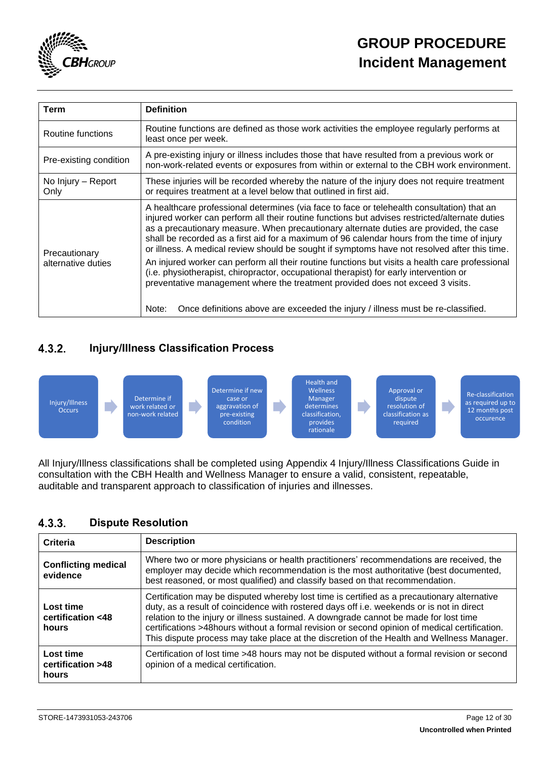| Term | Definition |
| --- | --- |
| Routine functions | Routine functions are defined as those work activities the employee regularly performs at least once per week. |
| Pre-existing condition | A pre-existing injury or illness includes those that have resulted from a previous work or non-work-related events or exposures from within or external to the CBH work environment. |
| No Injury – Report Only | These injuries will be recorded whereby the nature of the injury does not require treatment or requires treatment at a level below that outlined in first aid. |
| Precautionary alternative duties | A healthcare professional determines (via face to face or telehealth consultation) that an injured worker can perform all their routine functions but advises restricted/alternate duties as a precautionary measure. When precautionary alternate duties are provided, the case shall be recorded as a first aid for a maximum of 96 calendar hours from the time of injury or illness. A medical review should be sought if symptoms have not resolved after this time.<br><br>An injured worker can perform all their routine functions but visits a health care professional (i.e. physiotherapist, chiropractor, occupational therapist) for early intervention or preventative management where the treatment provided does not exceed 3 visits.<br><br>Note: Once definitions above are exceeded the injury / illness must be re-classified. |

### 4.3.2. Injury/Illness Classification Process

Injury/Illness Occurs → Determine if work related or non-work related → Determine if new case or aggravation of pre-existing condition → Health and Wellness Manager determines classification, provides rationale → Approval or dispute resolution of classification as required → Re-classification as required up to 12 months post occurence

All Injury/Illness classifications shall be completed using Appendix 4 Injury/Illness Classifications Guide in consultation with the CBH Health and Wellness Manager to ensure a valid, consistent, repeatable, auditable and transparent approach to classification of injuries and illnesses.

### 4.3.3. Dispute Resolution

| Criteria | Description |
| --- | --- |
| **Conflicting medical evidence** | Where two or more physicians or health practitioners' recommendations are received, the employer may decide which recommendation is the most authoritative (best documented, best reasoned, or most qualified) and classify based on that recommendation. |
| **Lost time certification <48 hours** | Certification may be disputed whereby lost time is certified as a precautionary alternative duty, as a result of coincidence with rostered days off i.e. weekends or is not in direct relation to the injury or illness sustained. A downgrade cannot be made for lost time certifications >48hours without a formal revision or second opinion of medical certification. This dispute process may take place at the discretion of the Health and Wellness Manager. |
| **Lost time certification >48 hours** | Certification of lost time >48 hours may not be disputed without a formal revision or second opinion of a medical certification. |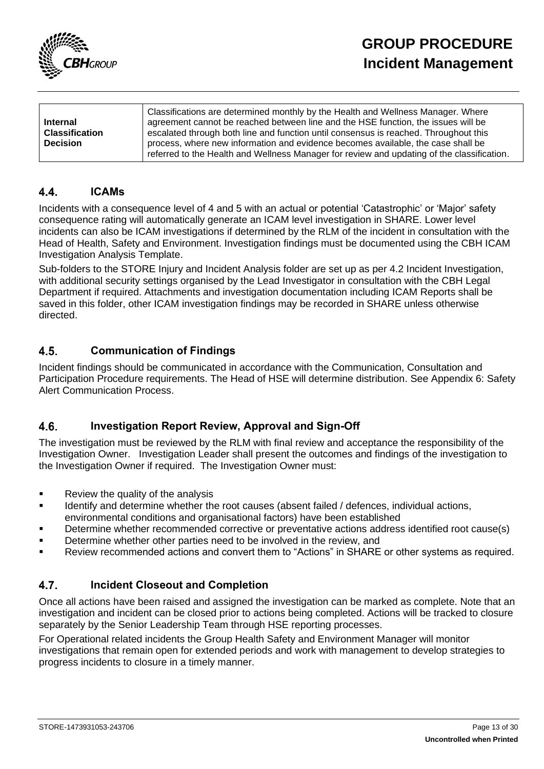| Internal Classification Decision | Classifications are determined monthly by the Health and Wellness Manager. Where agreement cannot be reached between line and the HSE function, the issues will be escalated through both line and function until consensus is reached. Throughout this process, where new information and evidence becomes available, the case shall be referred to the Health and Wellness Manager for review and updating of the classification. |
|---|---|

## 4.4. ICAMs

Incidents with a consequence level of 4 and 5 with an actual or potential 'Catastrophic' or 'Major' safety consequence rating will automatically generate an ICAM level investigation in SHARE. Lower level incidents can also be ICAM investigations if determined by the RLM of the incident in consultation with the Head of Health, Safety and Environment. Investigation findings must be documented using the CBH ICAM Investigation Analysis Template.

Sub-folders to the STORE Injury and Incident Analysis folder are set up as per 4.2 Incident Investigation, with additional security settings organised by the Lead Investigator in consultation with the CBH Legal Department if required. Attachments and investigation documentation including ICAM Reports shall be saved in this folder, other ICAM investigation findings may be recorded in SHARE unless otherwise directed.

## 4.5. Communication of Findings

Incident findings should be communicated in accordance with the Communication, Consultation and Participation Procedure requirements. The Head of HSE will determine distribution. See Appendix 6: Safety Alert Communication Process.

## 4.6. Investigation Report Review, Approval and Sign-Off

The investigation must be reviewed by the RLM with final review and acceptance the responsibility of the Investigation Owner. Investigation Leader shall present the outcomes and findings of the investigation to the Investigation Owner if required. The Investigation Owner must:

- Review the quality of the analysis
- Identify and determine whether the root causes (absent failed / defences, individual actions, environmental conditions and organisational factors) have been established
- Determine whether recommended corrective or preventative actions address identified root cause(s)
- Determine whether other parties need to be involved in the review, and
- Review recommended actions and convert them to "Actions" in SHARE or other systems as required.

## 4.7. Incident Closeout and Completion

Once all actions have been raised and assigned the investigation can be marked as complete. Note that an investigation and incident can be closed prior to actions being completed. Actions will be tracked to closure separately by the Senior Leadership Team through HSE reporting processes.

For Operational related incidents the Group Health Safety and Environment Manager will monitor investigations that remain open for extended periods and work with management to develop strategies to progress incidents to closure in a timely manner.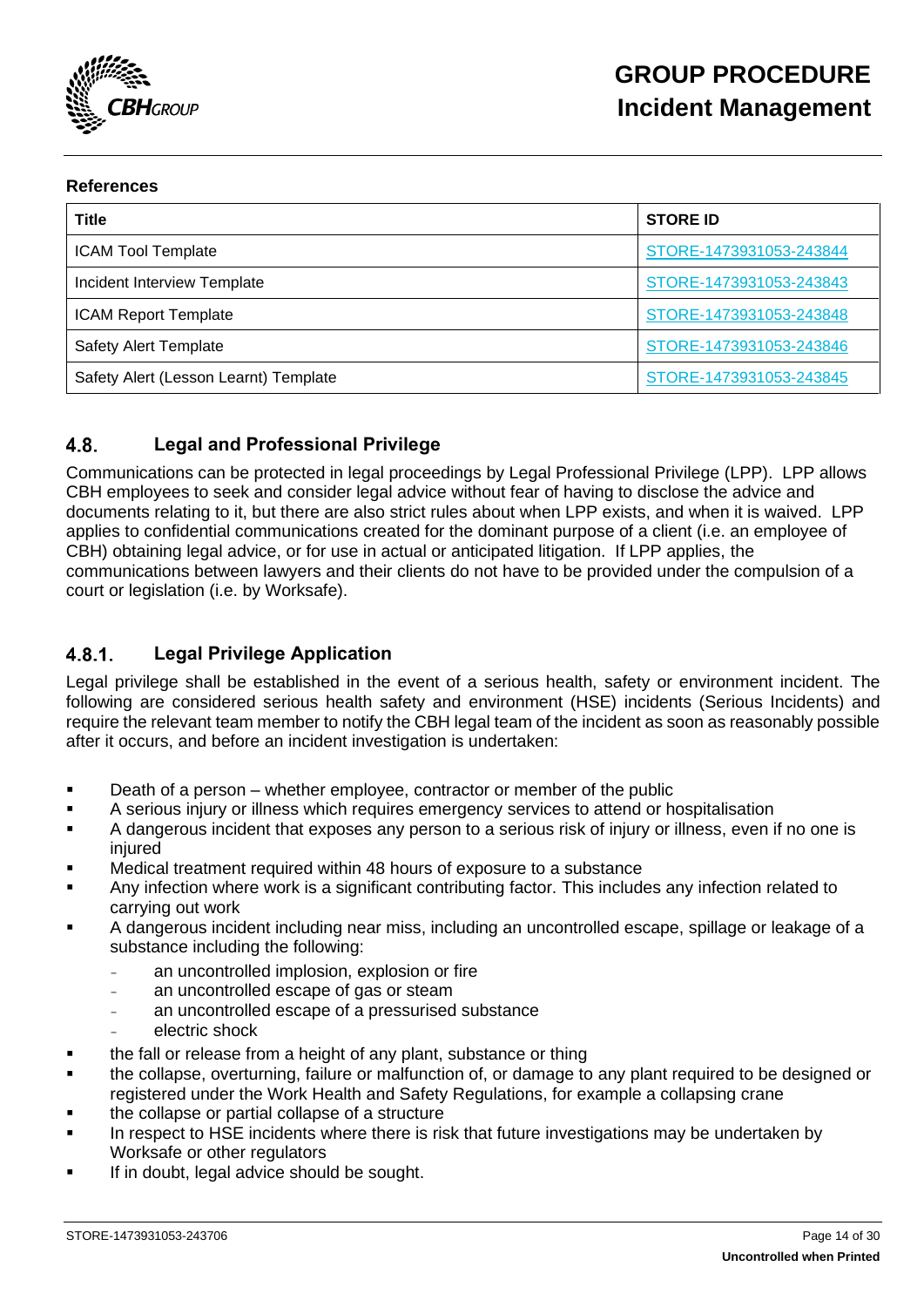**References**

| Title | STORE ID |
| --- | --- |
| ICAM Tool Template | STORE-1473931053-243844 |
| Incident Interview Template | STORE-1473931053-243843 |
| ICAM Report Template | STORE-1473931053-243848 |
| Safety Alert Template | STORE-1473931053-243846 |
| Safety Alert (Lesson Learnt) Template | STORE-1473931053-243845 |

## 4.8. Legal and Professional Privilege

Communications can be protected in legal proceedings by Legal Professional Privilege (LPP). LPP allows CBH employees to seek and consider legal advice without fear of having to disclose the advice and documents relating to it, but there are also strict rules about when LPP exists, and when it is waived. LPP applies to confidential communications created for the dominant purpose of a client (i.e. an employee of CBH) obtaining legal advice, or for use in actual or anticipated litigation. If LPP applies, the communications between lawyers and their clients do not have to be provided under the compulsion of a court or legislation (i.e. by Worksafe).

### 4.8.1. Legal Privilege Application

Legal privilege shall be established in the event of a serious health, safety or environment incident. The following are considered serious health safety and environment (HSE) incidents (Serious Incidents) and require the relevant team member to notify the CBH legal team of the incident as soon as reasonably possible after it occurs, and before an incident investigation is undertaken:

- Death of a person – whether employee, contractor or member of the public
- A serious injury or illness which requires emergency services to attend or hospitalisation
- A dangerous incident that exposes any person to a serious risk of injury or illness, even if no one is injured
- Medical treatment required within 48 hours of exposure to a substance
- Any infection where work is a significant contributing factor. This includes any infection related to carrying out work
- A dangerous incident including near miss, including an uncontrolled escape, spillage or leakage of a substance including the following:
  - an uncontrolled implosion, explosion or fire
  - an uncontrolled escape of gas or steam
  - an uncontrolled escape of a pressurised substance
  - electric shock
- the fall or release from a height of any plant, substance or thing
- the collapse, overturning, failure or malfunction of, or damage to any plant required to be designed or registered under the Work Health and Safety Regulations, for example a collapsing crane
- the collapse or partial collapse of a structure
- In respect to HSE incidents where there is risk that future investigations may be undertaken by Worksafe or other regulators
- If in doubt, legal advice should be sought.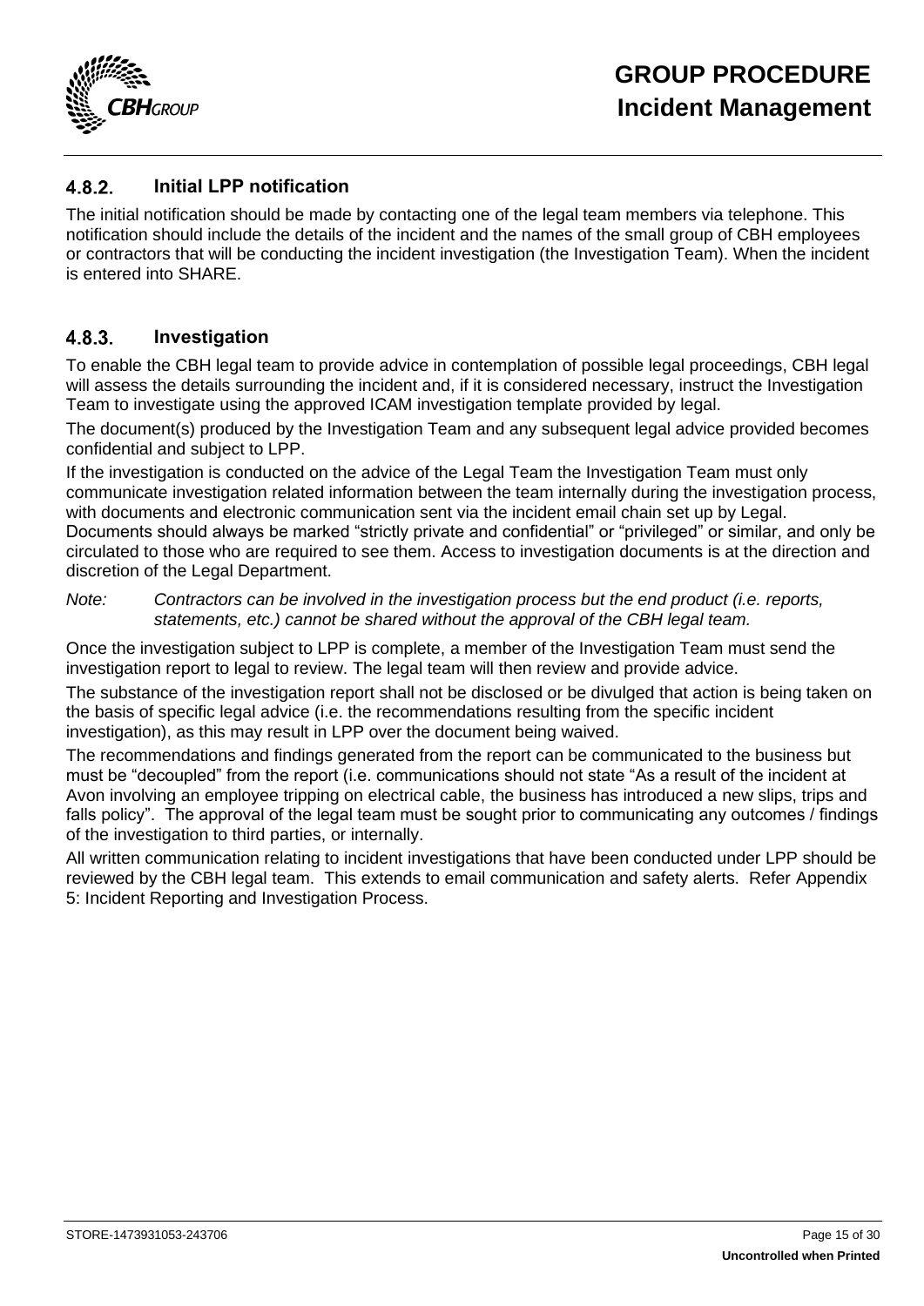### 4.8.2. Initial LPP notification

The initial notification should be made by contacting one of the legal team members via telephone. This notification should include the details of the incident and the names of the small group of CBH employees or contractors that will be conducting the incident investigation (the Investigation Team). When the incident is entered into SHARE.

### 4.8.3. Investigation

To enable the CBH legal team to provide advice in contemplation of possible legal proceedings, CBH legal will assess the details surrounding the incident and, if it is considered necessary, instruct the Investigation Team to investigate using the approved ICAM investigation template provided by legal.

The document(s) produced by the Investigation Team and any subsequent legal advice provided becomes confidential and subject to LPP.

If the investigation is conducted on the advice of the Legal Team the Investigation Team must only communicate investigation related information between the team internally during the investigation process, with documents and electronic communication sent via the incident email chain set up by Legal. Documents should always be marked "strictly private and confidential" or "privileged" or similar, and only be circulated to those who are required to see them. Access to investigation documents is at the direction and discretion of the Legal Department.

*Note: Contractors can be involved in the investigation process but the end product (i.e. reports, statements, etc.) cannot be shared without the approval of the CBH legal team.*

Once the investigation subject to LPP is complete, a member of the Investigation Team must send the investigation report to legal to review. The legal team will then review and provide advice.

The substance of the investigation report shall not be disclosed or be divulged that action is being taken on the basis of specific legal advice (i.e. the recommendations resulting from the specific incident investigation), as this may result in LPP over the document being waived.

The recommendations and findings generated from the report can be communicated to the business but must be "decoupled" from the report (i.e. communications should not state "As a result of the incident at Avon involving an employee tripping on electrical cable, the business has introduced a new slips, trips and falls policy". The approval of the legal team must be sought prior to communicating any outcomes / findings of the investigation to third parties, or internally.

All written communication relating to incident investigations that have been conducted under LPP should be reviewed by the CBH legal team. This extends to email communication and safety alerts. Refer Appendix 5: Incident Reporting and Investigation Process.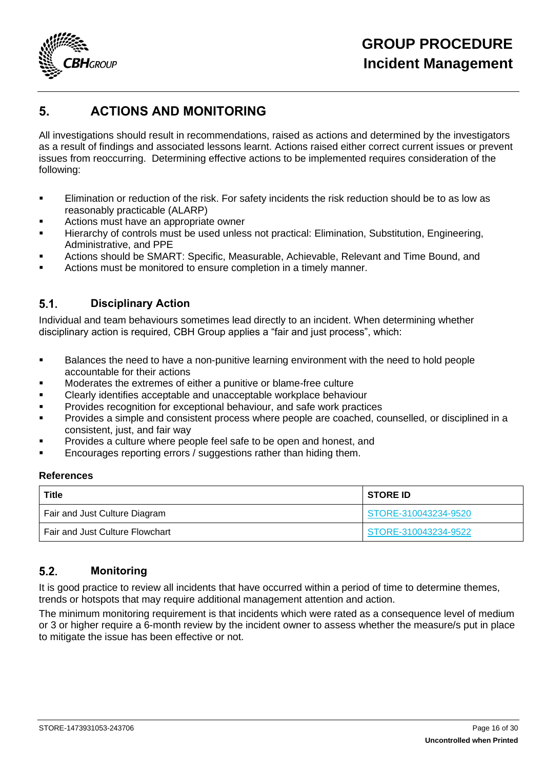# 5. ACTIONS AND MONITORING

All investigations should result in recommendations, raised as actions and determined by the investigators as a result of findings and associated lessons learnt. Actions raised either correct current issues or prevent issues from reoccurring. Determining effective actions to be implemented requires consideration of the following:

- Elimination or reduction of the risk. For safety incidents the risk reduction should be to as low as reasonably practicable (ALARP)
- Actions must have an appropriate owner
- Hierarchy of controls must be used unless not practical: Elimination, Substitution, Engineering, Administrative, and PPE
- Actions should be SMART: Specific, Measurable, Achievable, Relevant and Time Bound, and
- Actions must be monitored to ensure completion in a timely manner.

## 5.1. Disciplinary Action

Individual and team behaviours sometimes lead directly to an incident. When determining whether disciplinary action is required, CBH Group applies a "fair and just process", which:

- Balances the need to have a non-punitive learning environment with the need to hold people accountable for their actions
- Moderates the extremes of either a punitive or blame-free culture
- Clearly identifies acceptable and unacceptable workplace behaviour
- Provides recognition for exceptional behaviour, and safe work practices
- Provides a simple and consistent process where people are coached, counselled, or disciplined in a consistent, just, and fair way
- Provides a culture where people feel safe to be open and honest, and
- Encourages reporting errors / suggestions rather than hiding them.

**References**

| Title | STORE ID |
|---|---|
| Fair and Just Culture Diagram | STORE-310043234-9520 |
| Fair and Just Culture Flowchart | STORE-310043234-9522 |

## 5.2. Monitoring

It is good practice to review all incidents that have occurred within a period of time to determine themes, trends or hotspots that may require additional management attention and action.

The minimum monitoring requirement is that incidents which were rated as a consequence level of medium or 3 or higher require a 6-month review by the incident owner to assess whether the measure/s put in place to mitigate the issue has been effective or not.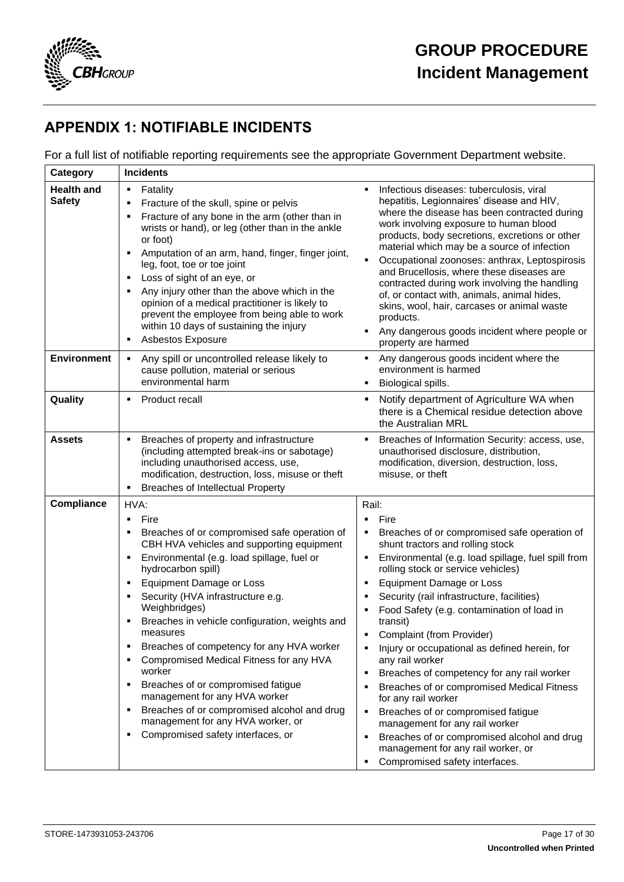## APPENDIX 1: NOTIFIABLE INCIDENTS

For a full list of notifiable reporting requirements see the appropriate Government Department website.

| Category | Incidents | |
|---|---|---|
| **Health and Safety** | ▪ Fatality<br>▪ Fracture of the skull, spine or pelvis<br>▪ Fracture of any bone in the arm (other than in wrists or hand), or leg (other than in the ankle or foot)<br>▪ Amputation of an arm, hand, finger, finger joint, leg, foot, toe or toe joint<br>▪ Loss of sight of an eye, or<br>▪ Any injury other than the above which in the opinion of a medical practitioner is likely to prevent the employee from being able to work within 10 days of sustaining the injury<br>▪ Asbestos Exposure | ▪ Infectious diseases: tuberculosis, viral hepatitis, Legionnaires' disease and HIV, where the disease has been contracted during work involving exposure to human blood products, body secretions, excretions or other material which may be a source of infection<br>▪ Occupational zoonoses: anthrax, Leptospirosis and Brucellosis, where these diseases are contracted during work involving the handling of, or contact with, animals, animal hides, skins, wool, hair, carcases or animal waste products.<br>▪ Any dangerous goods incident where people or property are harmed |
| **Environment** | ▪ Any spill or uncontrolled release likely to cause pollution, material or serious environmental harm | ▪ Any dangerous goods incident where the environment is harmed<br>▪ Biological spills. |
| **Quality** | ▪ Product recall | ▪ Notify department of Agriculture WA when there is a Chemical residue detection above the Australian MRL |
| **Assets** | ▪ Breaches of property and infrastructure (including attempted break-ins or sabotage) including unauthorised access, use, modification, destruction, loss, misuse or theft<br>▪ Breaches of Intellectual Property | ▪ Breaches of Information Security: access, use, unauthorised disclosure, distribution, modification, diversion, destruction, loss, misuse, or theft |
| **Compliance** | HVA:<br>▪ Fire<br>▪ Breaches of or compromised safe operation of CBH HVA vehicles and supporting equipment<br>▪ Environmental (e.g. load spillage, fuel or hydrocarbon spill)<br>▪ Equipment Damage or Loss<br>▪ Security (HVA infrastructure e.g. Weighbridges)<br>▪ Breaches in vehicle configuration, weights and measures<br>▪ Breaches of competency for any HVA worker<br>▪ Compromised Medical Fitness for any HVA worker<br>▪ Breaches of or compromised fatigue management for any HVA worker<br>▪ Breaches of or compromised alcohol and drug management for any HVA worker, or<br>▪ Compromised safety interfaces, or | Rail:<br>▪ Fire<br>▪ Breaches of or compromised safe operation of shunt tractors and rolling stock<br>▪ Environmental (e.g. load spillage, fuel spill from rolling stock or service vehicles)<br>▪ Equipment Damage or Loss<br>▪ Security (rail infrastructure, facilities)<br>▪ Food Safety (e.g. contamination of load in transit)<br>▪ Complaint (from Provider)<br>▪ Injury or occupational as defined herein, for any rail worker<br>▪ Breaches of competency for any rail worker<br>▪ Breaches of or compromised Medical Fitness for any rail worker<br>▪ Breaches of or compromised fatigue management for any rail worker<br>▪ Breaches of or compromised alcohol and drug management for any rail worker, or<br>▪ Compromised safety interfaces. |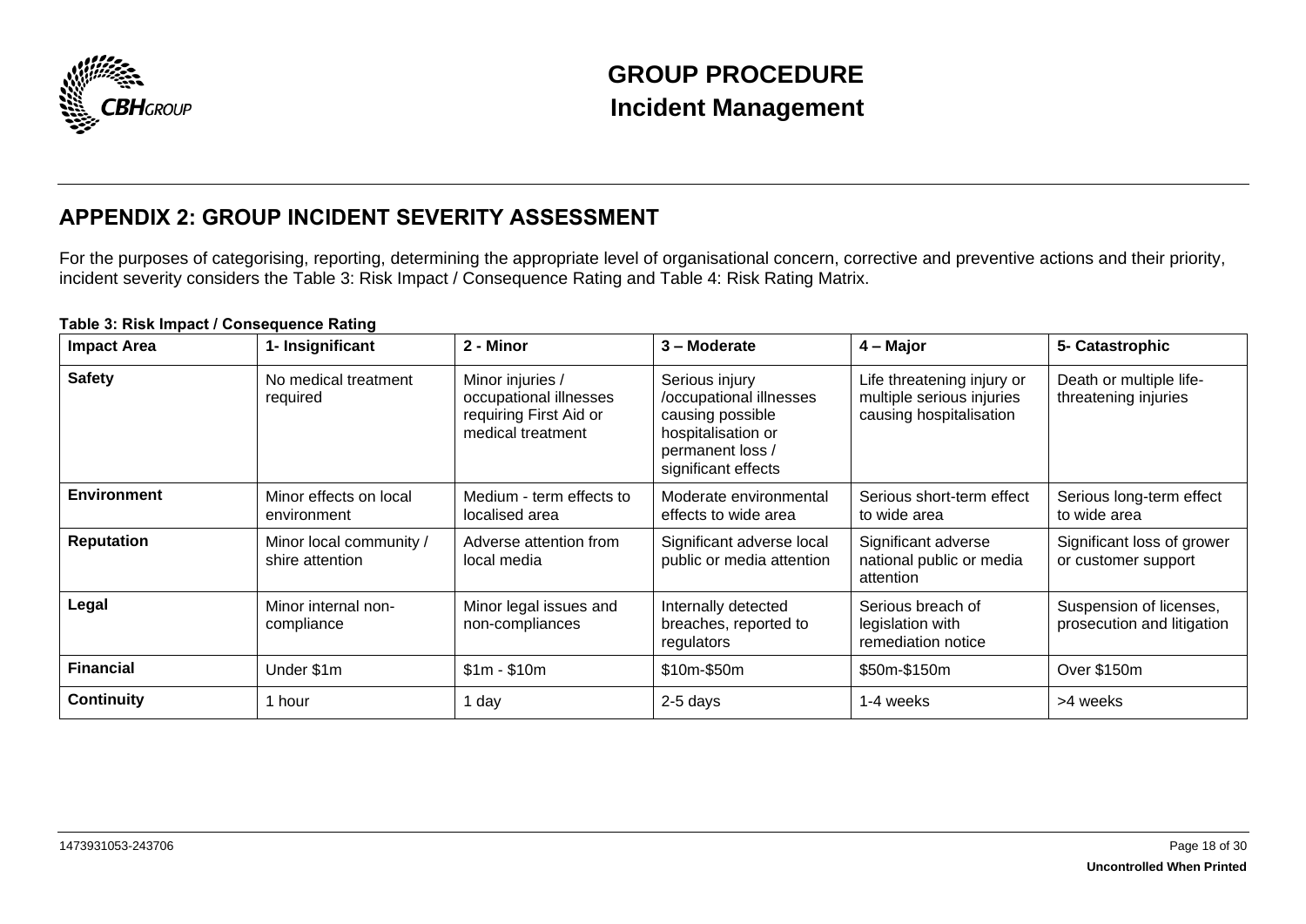## APPENDIX 2: GROUP INCIDENT SEVERITY ASSESSMENT

For the purposes of categorising, reporting, determining the appropriate level of organisational concern, corrective and preventive actions and their priority, incident severity considers the Table 3: Risk Impact / Consequence Rating and Table 4: Risk Rating Matrix.

**Table 3: Risk Impact / Consequence Rating**

| Impact Area | 1- Insignificant | 2 - Minor | 3 – Moderate | 4 – Major | 5- Catastrophic |
|---|---|---|---|---|---|
| **Safety** | No medical treatment required | Minor injuries / occupational illnesses requiring First Aid or medical treatment | Serious injury /occupational illnesses causing possible hospitalisation or permanent loss / significant effects | Life threatening injury or multiple serious injuries causing hospitalisation | Death or multiple life-threatening injuries |
| **Environment** | Minor effects on local environment | Medium - term effects to localised area | Moderate environmental effects to wide area | Serious short-term effect to wide area | Serious long-term effect to wide area |
| **Reputation** | Minor local community / shire attention | Adverse attention from local media | Significant adverse local public or media attention | Significant adverse national public or media attention | Significant loss of grower or customer support |
| **Legal** | Minor internal non-compliance | Minor legal issues and non-compliances | Internally detected breaches, reported to regulators | Serious breach of legislation with remediation notice | Suspension of licenses, prosecution and litigation |
| **Financial** | Under $1m | $1m - $10m | $10m-$50m | $50m-$150m | Over $150m |
| **Continuity** | 1 hour | 1 day | 2-5 days | 1-4 weeks | >4 weeks |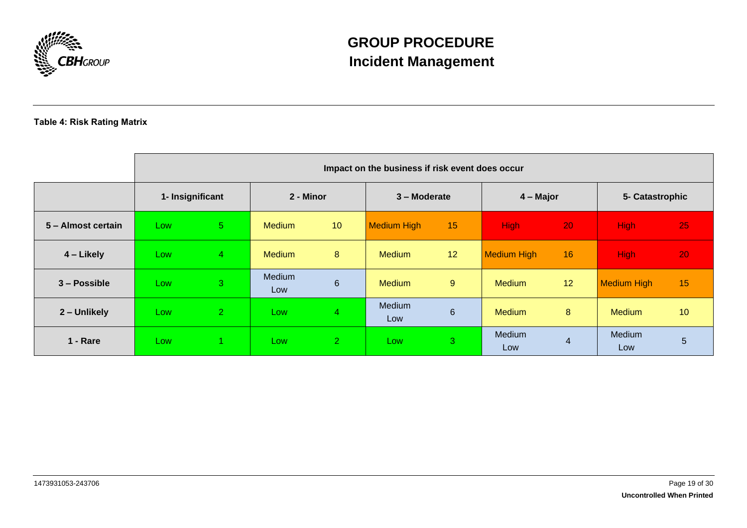**Table 4: Risk Rating Matrix**

| | Impact on the business if risk event does occur | | | | | | | | | |
|---|---|---|---|---|---|---|---|---|---|---|
| | 1- Insignificant | | 2 - Minor | | 3 – Moderate | | 4 – Major | | 5- Catastrophic | |
| **5 – Almost certain** | Low | 5 | Medium | 10 | Medium High | 15 | High | 20 | High | 25 |
| **4 – Likely** | Low | 4 | Medium | 8 | Medium | 12 | Medium High | 16 | High | 20 |
| **3 – Possible** | Low | 3 | Medium Low | 6 | Medium | 9 | Medium | 12 | Medium High | 15 |
| **2 – Unlikely** | Low | 2 | Low | 4 | Medium Low | 6 | Medium | 8 | Medium | 10 |
| **1 - Rare** | Low | 1 | Low | 2 | Low | 3 | Medium Low | 4 | Medium Low | 5 |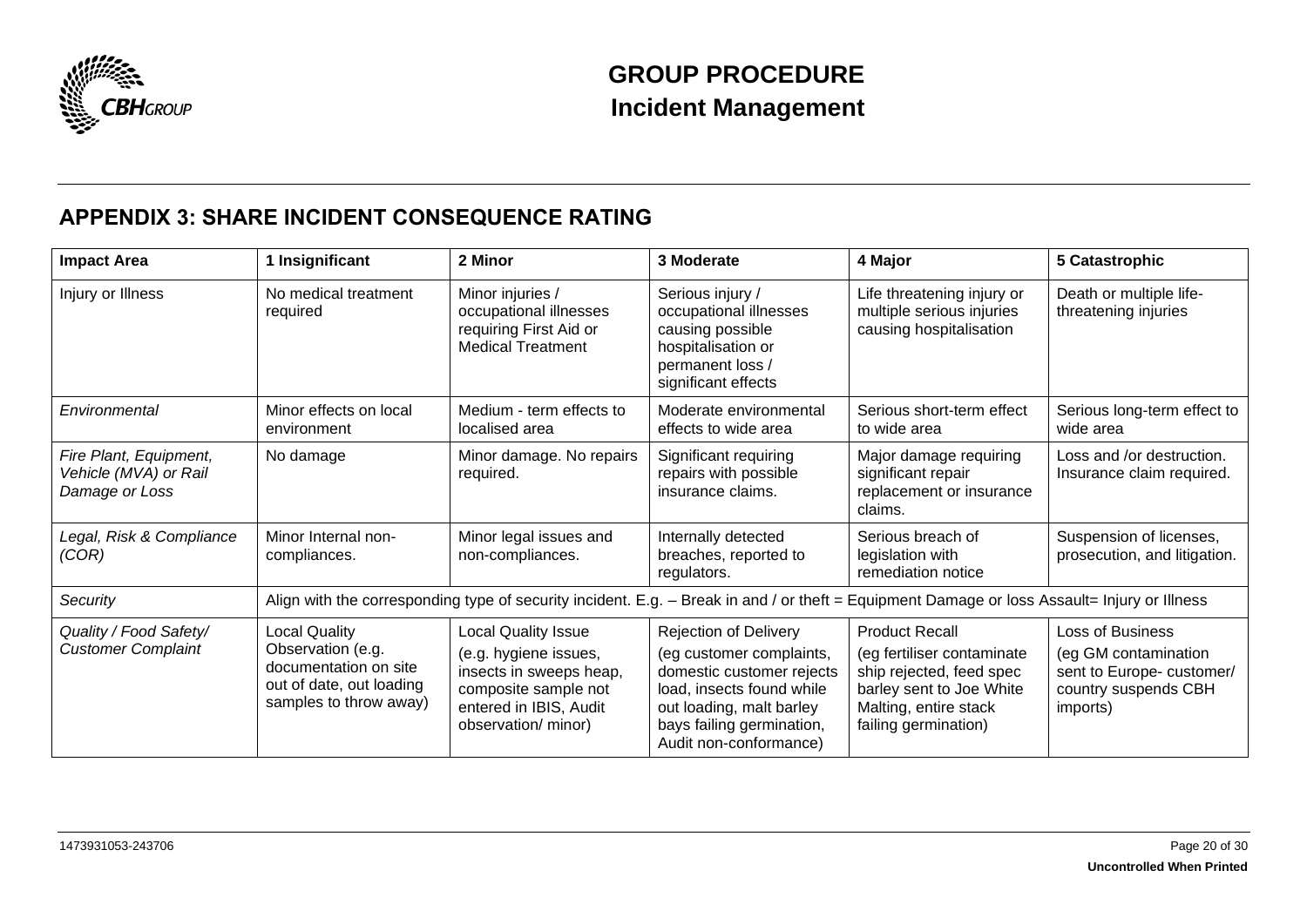## APPENDIX 3: SHARE INCIDENT CONSEQUENCE RATING

| Impact Area | 1 Insignificant | 2 Minor | 3 Moderate | 4 Major | 5 Catastrophic |
|---|---|---|---|---|---|
| Injury or Illness | No medical treatment required | Minor injuries / occupational illnesses requiring First Aid or Medical Treatment | Serious injury / occupational illnesses causing possible hospitalisation or permanent loss / significant effects | Life threatening injury or multiple serious injuries causing hospitalisation | Death or multiple life-threatening injuries |
| *Environmental* | Minor effects on local environment | Medium - term effects to localised area | Moderate environmental effects to wide area | Serious short-term effect to wide area | Serious long-term effect to wide area |
| *Fire Plant, Equipment, Vehicle (MVA) or Rail Damage or Loss* | No damage | Minor damage. No repairs required. | Significant requiring repairs with possible insurance claims. | Major damage requiring significant repair replacement or insurance claims. | Loss and /or destruction. Insurance claim required. |
| *Legal, Risk & Compliance (COR)* | Minor Internal non-compliances. | Minor legal issues and non-compliances. | Internally detected breaches, reported to regulators. | Serious breach of legislation with remediation notice | Suspension of licenses, prosecution, and litigation. |
| *Security* | Align with the corresponding type of security incident. E.g. – Break in and / or theft = Equipment Damage or loss Assault= Injury or Illness | | | | |
| *Quality / Food Safety/ Customer Complaint* | Local Quality Observation (e.g. documentation on site out of date, out loading samples to throw away) | Local Quality Issue (e.g. hygiene issues, insects in sweeps heap, composite sample not entered in IBIS, Audit observation/ minor) | Rejection of Delivery (eg customer complaints, domestic customer rejects load, insects found while out loading, malt barley bays failing germination, Audit non-conformance) | Product Recall (eg fertiliser contaminate ship rejected, feed spec barley sent to Joe White Malting, entire stack failing germination) | Loss of Business (eg GM contamination sent to Europe- customer/ country suspends CBH imports) |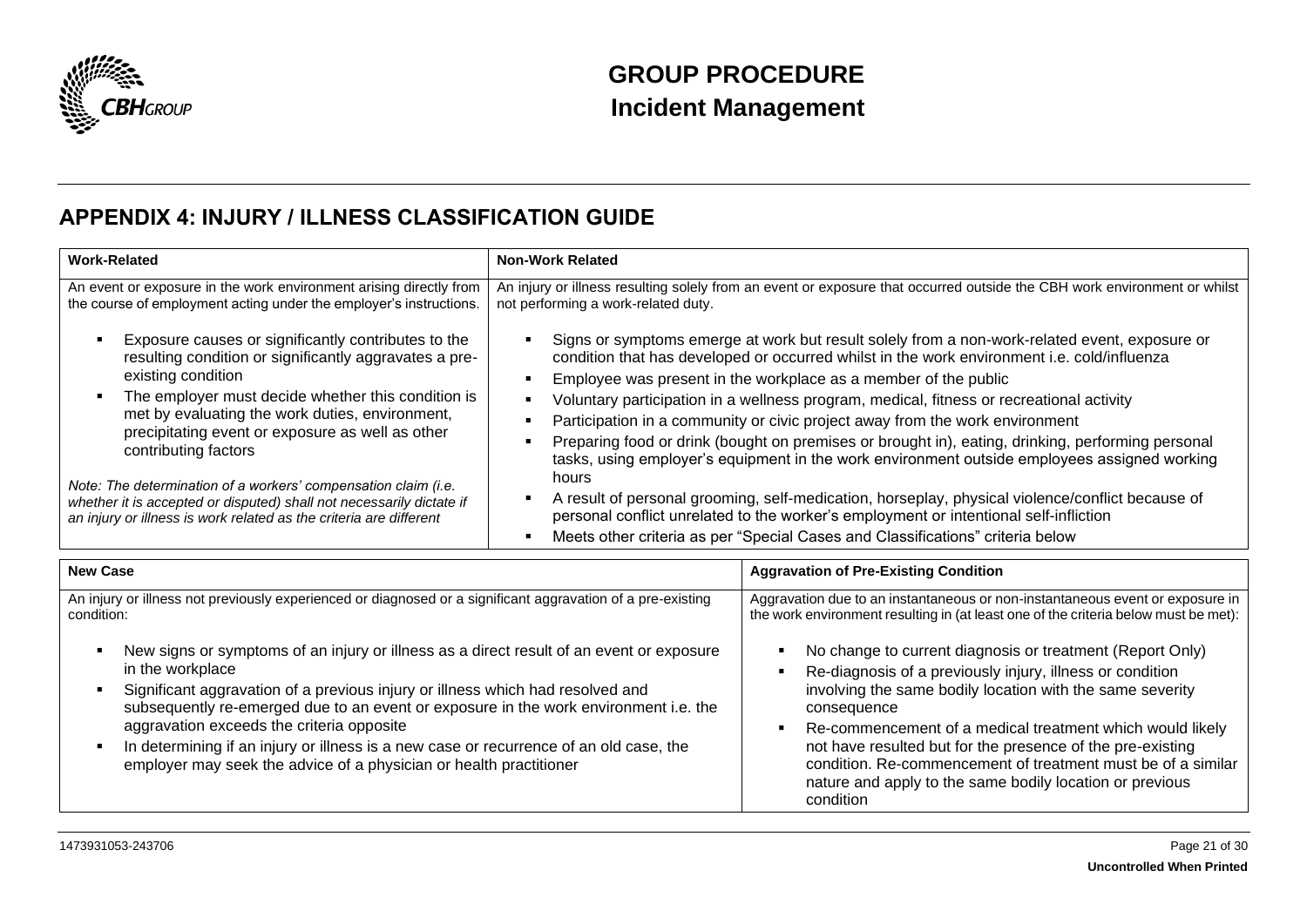## APPENDIX 4: INJURY / ILLNESS CLASSIFICATION GUIDE

| Work-Related | Non-Work Related |
|---|---|
| An event or exposure in the work environment arising directly from the course of employment acting under the employer's instructions.<br><br>▪ Exposure causes or significantly contributes to the resulting condition or significantly aggravates a pre-existing condition<br>▪ The employer must decide whether this condition is met by evaluating the work duties, environment, precipitating event or exposure as well as other contributing factors<br><br>*Note: The determination of a workers' compensation claim (i.e. whether it is accepted or disputed) shall not necessarily dictate if an injury or illness is work related as the criteria are different* | An injury or illness resulting solely from an event or exposure that occurred outside the CBH work environment or whilst not performing a work-related duty.<br><br>▪ Signs or symptoms emerge at work but result solely from a non-work-related event, exposure or condition that has developed or occurred whilst in the work environment i.e. cold/influenza<br>▪ Employee was present in the workplace as a member of the public<br>▪ Voluntary participation in a wellness program, medical, fitness or recreational activity<br>▪ Participation in a community or civic project away from the work environment<br>▪ Preparing food or drink (bought on premises or brought in), eating, drinking, performing personal tasks, using employer's equipment in the work environment outside employees assigned working hours<br>▪ A result of personal grooming, self-medication, horseplay, physical violence/conflict because of personal conflict unrelated to the worker's employment or intentional self-infliction<br>▪ Meets other criteria as per "Special Cases and Classifications" criteria below |

| New Case | Aggravation of Pre-Existing Condition |
|---|---|
| An injury or illness not previously experienced or diagnosed or a significant aggravation of a pre-existing condition:<br><br>▪ New signs or symptoms of an injury or illness as a direct result of an event or exposure in the workplace<br>▪ Significant aggravation of a previous injury or illness which had resolved and subsequently re-emerged due to an event or exposure in the work environment i.e. the aggravation exceeds the criteria opposite<br>▪ In determining if an injury or illness is a new case or recurrence of an old case, the employer may seek the advice of a physician or health practitioner | Aggravation due to an instantaneous or non-instantaneous event or exposure in the work environment resulting in (at least one of the criteria below must be met):<br><br>▪ No change to current diagnosis or treatment (Report Only)<br>▪ Re-diagnosis of a previously injury, illness or condition involving the same bodily location with the same severity consequence<br>▪ Re-commencement of a medical treatment which would likely not have resulted but for the presence of the pre-existing condition. Re-commencement of treatment must be of a similar nature and apply to the same bodily location or previous condition |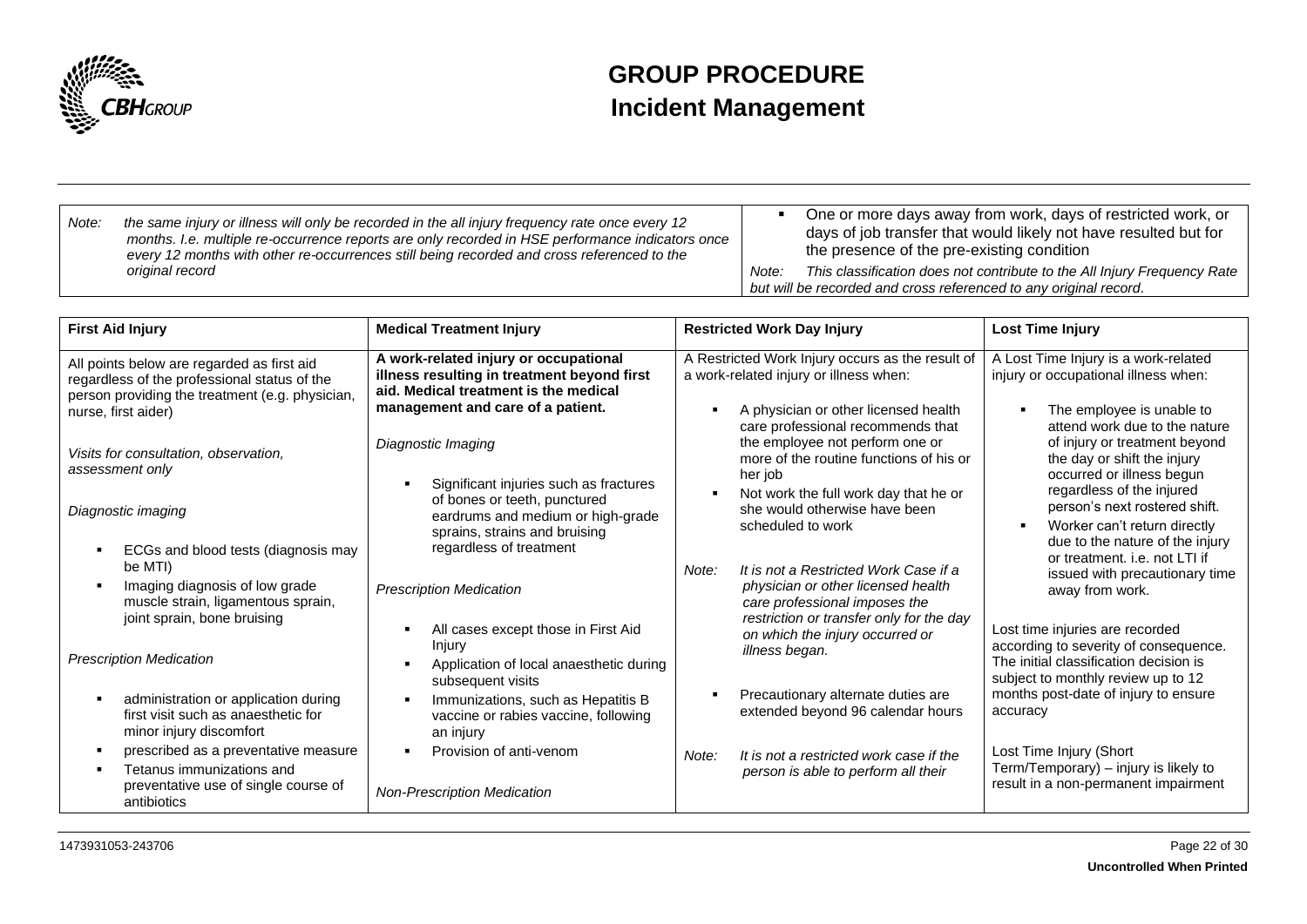| Note: the same injury or illness will only be recorded in the all injury frequency rate once every 12 months. I.e. multiple re-occurrence reports are only recorded in HSE performance indicators once every 12 months with other re-occurrences still being recorded and cross referenced to the original record | • One or more days away from work, days of restricted work, or days of job transfer that would likely not have resulted but for the presence of the pre-existing condition<br><br>*Note: This classification does not contribute to the All Injury Frequency Rate but will be recorded and cross referenced to any original record.* |
|---|---|

| First Aid Injury | Medical Treatment Injury | Restricted Work Day Injury | Lost Time Injury |
|---|---|---|---|
| All points below are regarded as first aid regardless of the professional status of the person providing the treatment (e.g. physician, nurse, first aider)<br><br>*Visits for consultation, observation, assessment only*<br><br>*Diagnostic imaging*<br><br>• ECGs and blood tests (diagnosis may be MTI)<br>• Imaging diagnosis of low grade muscle strain, ligamentous sprain, joint sprain, bone bruising<br><br>*Prescription Medication*<br><br>• administration or application during first visit such as anaesthetic for minor injury discomfort<br>• prescribed as a preventative measure<br>• Tetanus immunizations and preventative use of single course of antibiotics | **A work-related injury or occupational illness resulting in treatment beyond first aid. Medical treatment is the medical management and care of a patient.**<br><br>*Diagnostic Imaging*<br><br>• Significant injuries such as fractures of bones or teeth, punctured eardrums and medium or high-grade sprains, strains and bruising regardless of treatment<br><br>*Prescription Medication*<br><br>• All cases except those in First Aid Injury<br>• Application of local anaesthetic during subsequent visits<br>• Immunizations, such as Hepatitis B vaccine or rabies vaccine, following an injury<br>• Provision of anti-venom<br><br>*Non-Prescription Medication* | A Restricted Work Injury occurs as the result of a work-related injury or illness when:<br><br>• A physician or other licensed health care professional recommends that the employee not perform one or more of the routine functions of his or her job<br>• Not work the full work day that he or she would otherwise have been scheduled to work<br><br>*Note: It is not a Restricted Work Case if a physician or other licensed health care professional imposes the restriction or transfer only for the day on which the injury occurred or illness began.*<br><br>• Precautionary alternate duties are extended beyond 96 calendar hours<br><br>*Note: It is not a restricted work case if the person is able to perform all their* | A Lost Time Injury is a work-related injury or occupational illness when:<br><br>• The employee is unable to attend work due to the nature of injury or treatment beyond the day or shift the injury occurred or illness begun regardless of the injured person's next rostered shift.<br>• Worker can't return directly due to the nature of the injury or treatment. i.e. not LTI if issued with precautionary time away from work.<br><br>Lost time injuries are recorded according to severity of consequence. The initial classification decision is subject to monthly review up to 12 months post-date of injury to ensure accuracy<br><br>Lost Time Injury (Short Term/Temporary) – injury is likely to result in a non-permanent impairment |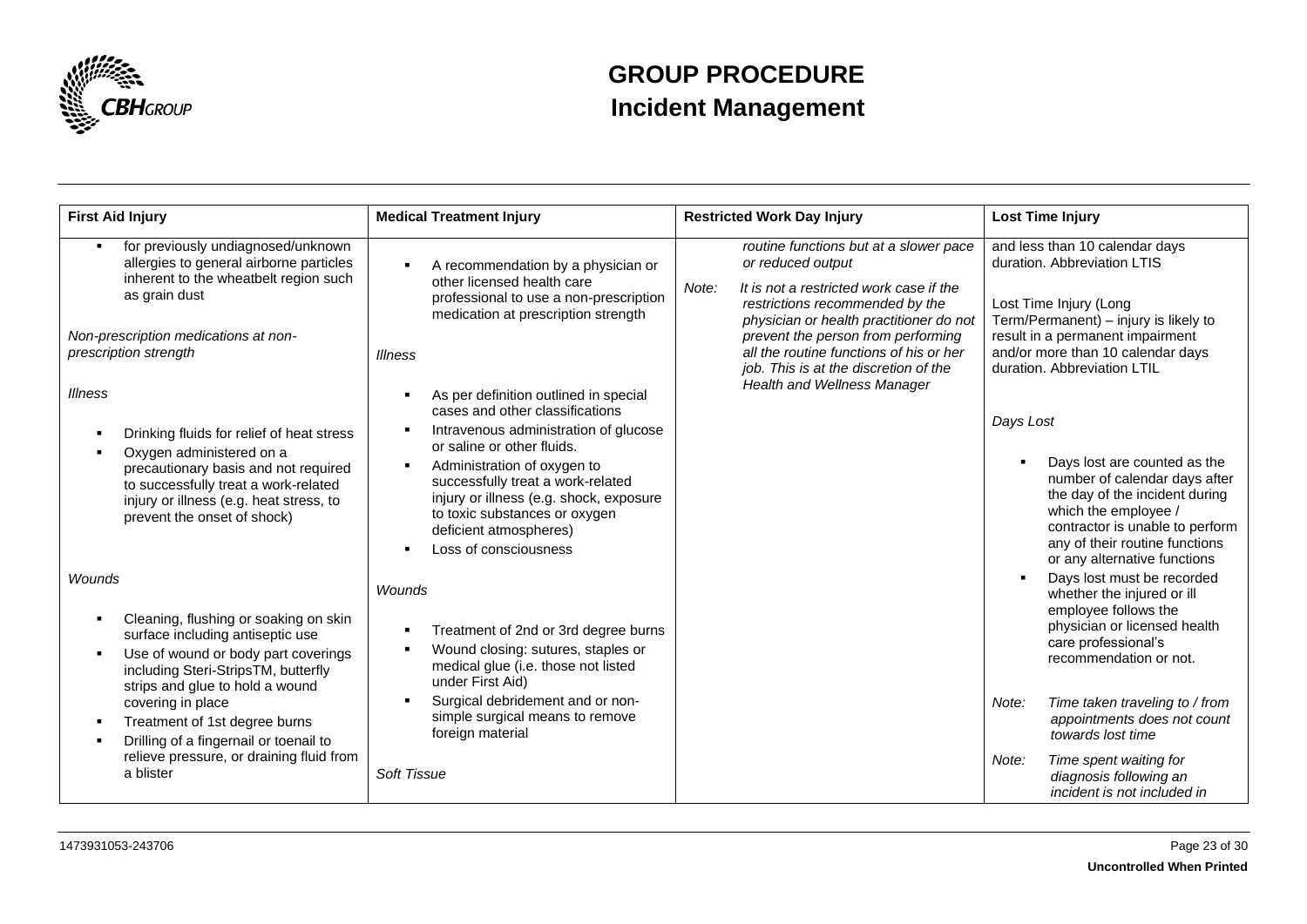| First Aid Injury | Medical Treatment Injury | Restricted Work Day Injury | Lost Time Injury |
|---|---|---|---|
| ▪ for previously undiagnosed/unknown allergies to general airborne particles inherent to the wheatbelt region such as grain dust<br><br>*Non-prescription medications at non-prescription strength*<br><br>*Illness*<br><br>▪ Drinking fluids for relief of heat stress<br>▪ Oxygen administered on a precautionary basis and not required to successfully treat a work-related injury or illness (e.g. heat stress, to prevent the onset of shock)<br><br>*Wounds*<br><br>▪ Cleaning, flushing or soaking on skin surface including antiseptic use<br>▪ Use of wound or body part coverings including Steri-StripsTM, butterfly strips and glue to hold a wound covering in place<br>▪ Treatment of 1st degree burns<br>▪ Drilling of a fingernail or toenail to relieve pressure, or draining fluid from a blister | ▪ A recommendation by a physician or other licensed health care professional to use a non-prescription medication at prescription strength<br><br>*Illness*<br><br>▪ As per definition outlined in special cases and other classifications<br>▪ Intravenous administration of glucose or saline or other fluids.<br>▪ Administration of oxygen to successfully treat a work-related injury or illness (e.g. shock, exposure to toxic substances or oxygen deficient atmospheres)<br>▪ Loss of consciousness<br><br>*Wounds*<br><br>▪ Treatment of 2nd or 3rd degree burns<br>▪ Wound closing: sutures, staples or medical glue (i.e. those not listed under First Aid)<br>▪ Surgical debridement and or non-simple surgical means to remove foreign material<br><br>*Soft Tissue* | *routine functions but at a slower pace or reduced output*<br><br>Note: *It is not a restricted work case if the restrictions recommended by the physician or health practitioner do not prevent the person from performing all the routine functions of his or her job. This is at the discretion of the Health and Wellness Manager* | and less than 10 calendar days duration. Abbreviation LTIS<br><br>Lost Time Injury (Long Term/Permanent) – injury is likely to result in a permanent impairment and/or more than 10 calendar days duration. Abbreviation LTIL<br><br>*Days Lost*<br><br>▪ Days lost are counted as the number of calendar days after the day of the incident during which the employee / contractor is unable to perform any of their routine functions or any alternative functions<br>▪ Days lost must be recorded whether the injured or ill employee follows the physician or licensed health care professional's recommendation or not.<br><br>Note: *Time taken traveling to / from appointments does not count towards lost time*<br><br>Note: *Time spent waiting for diagnosis following an incident is not included in* |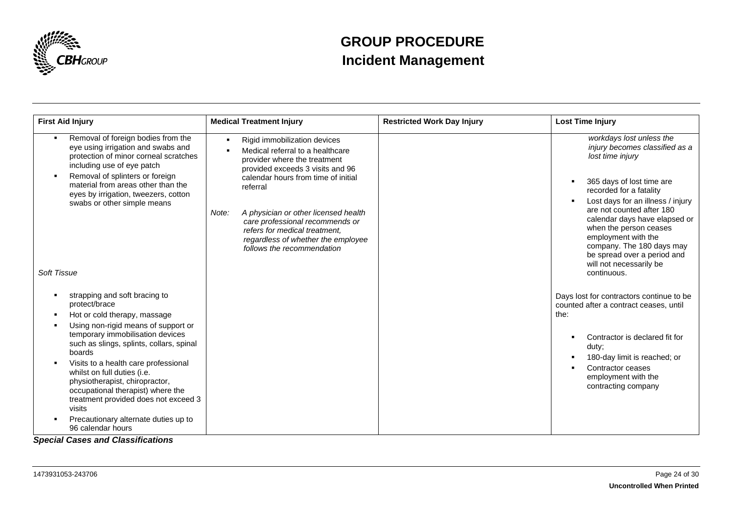| First Aid Injury | Medical Treatment Injury | Restricted Work Day Injury | Lost Time Injury |
|---|---|---|---|
| ▪ Removal of foreign bodies from the eye using irrigation and swabs and protection of minor corneal scratches including use of eye patch<br>▪ Removal of splinters or foreign material from areas other than the eyes by irrigation, tweezers, cotton swabs or other simple means<br><br>*Soft Tissue*<br><br>▪ strapping and soft bracing to protect/brace<br>▪ Hot or cold therapy, massage<br>▪ Using non-rigid means of support or temporary immobilisation devices such as slings, splints, collars, spinal boards<br>▪ Visits to a health care professional whilst on full duties (i.e. physiotherapist, chiropractor, occupational therapist) where the treatment provided does not exceed 3 visits<br>▪ Precautionary alternate duties up to 96 calendar hours | ▪ Rigid immobilization devices<br>▪ Medical referral to a healthcare provider where the treatment provided exceeds 3 visits and 96 calendar hours from time of initial referral<br><br>Note: *A physician or other licensed health care professional recommends or refers for medical treatment, regardless of whether the employee follows the recommendation* | | *workdays lost unless the injury becomes classified as a lost time injury*<br><br>▪ 365 days of lost time are recorded for a fatality<br>▪ Lost days for an illness / injury are not counted after 180 calendar days have elapsed or when the person ceases employment with the company. The 180 days may be spread over a period and will not necessarily be continuous.<br><br>Days lost for contractors continue to be counted after a contract ceases, until the:<br><br>▪ Contractor is declared fit for duty;<br>▪ 180-day limit is reached; or<br>▪ Contractor ceases employment with the contracting company |

***Special Cases and Classifications***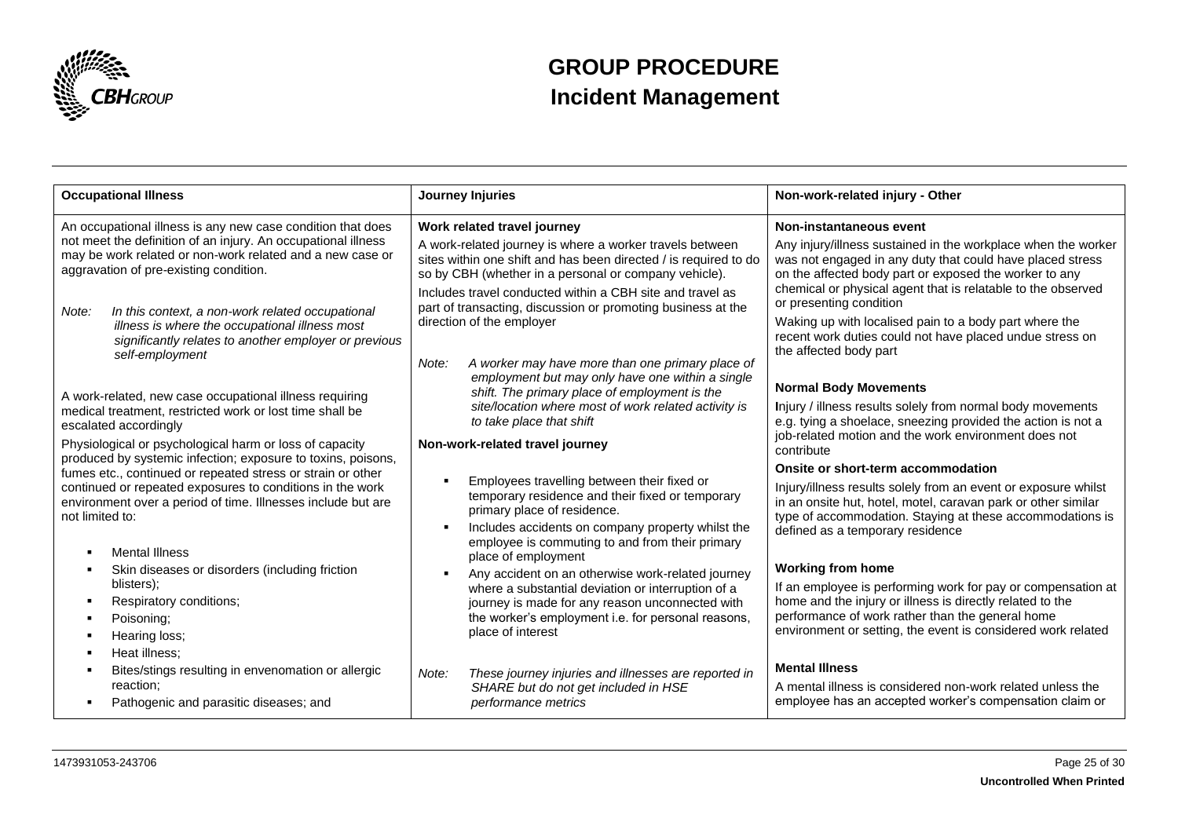| Occupational Illness | Journey Injuries | Non-work-related injury - Other |
|---|---|---|
| An occupational illness is any new case condition that does not meet the definition of an injury. An occupational illness may be work related or non-work related and a new case or aggravation of pre-existing condition.<br><br>Note: *In this context, a non-work related occupational illness is where the occupational illness most significantly relates to another employer or previous self-employment*<br><br>A work-related, new case occupational illness requiring medical treatment, restricted work or lost time shall be escalated accordingly<br><br>Physiological or psychological harm or loss of capacity produced by systemic infection; exposure to toxins, poisons, fumes etc., continued or repeated stress or strain or other continued or repeated exposures to conditions in the work environment over a period of time. Illnesses include but are not limited to:<br><br>- Mental Illness<br>- Skin diseases or disorders (including friction blisters);<br>- Respiratory conditions;<br>- Poisoning;<br>- Hearing loss;<br>- Heat illness;<br>- Bites/stings resulting in envenomation or allergic reaction;<br>- Pathogenic and parasitic diseases; and | **Work related travel journey**<br><br>A work-related journey is where a worker travels between sites within one shift and has been directed / is required to do so by CBH (whether in a personal or company vehicle).<br><br>Includes travel conducted within a CBH site and travel as part of transacting, discussion or promoting business at the direction of the employer<br><br>Note: *A worker may have more than one primary place of employment but may only have one within a single shift. The primary place of employment is the site/location where most of work related activity is to take place that shift*<br><br>**Non-work-related travel journey**<br><br>- Employees travelling between their fixed or temporary residence and their fixed or temporary primary place of residence.<br>- Includes accidents on company property whilst the employee is commuting to and from their primary place of employment<br>- Any accident on an otherwise work-related journey where a substantial deviation or interruption of a journey is made for any reason unconnected with the worker's employment i.e. for personal reasons, place of interest<br><br>Note: *These journey injuries and illnesses are reported in SHARE but do not get included in HSE performance metrics* | **Non-instantaneous event**<br><br>Any injury/illness sustained in the workplace when the worker was not engaged in any duty that could have placed stress on the affected body part or exposed the worker to any chemical or physical agent that is relatable to the observed or presenting condition<br><br>Waking up with localised pain to a body part where the recent work duties could not have placed undue stress on the affected body part<br><br>**Normal Body Movements**<br><br>Injury / illness results solely from normal body movements e.g. tying a shoelace, sneezing provided the action is not a job-related motion and the work environment does not contribute<br><br>**Onsite or short-term accommodation**<br><br>Injury/illness results solely from an event or exposure whilst in an onsite hut, hotel, motel, caravan park or other similar type of accommodation. Staying at these accommodations is defined as a temporary residence<br><br>**Working from home**<br><br>If an employee is performing work for pay or compensation at home and the injury or illness is directly related to the performance of work rather than the general home environment or setting, the event is considered work related<br><br>**Mental Illness**<br><br>A mental illness is considered non-work related unless the employee has an accepted worker's compensation claim or |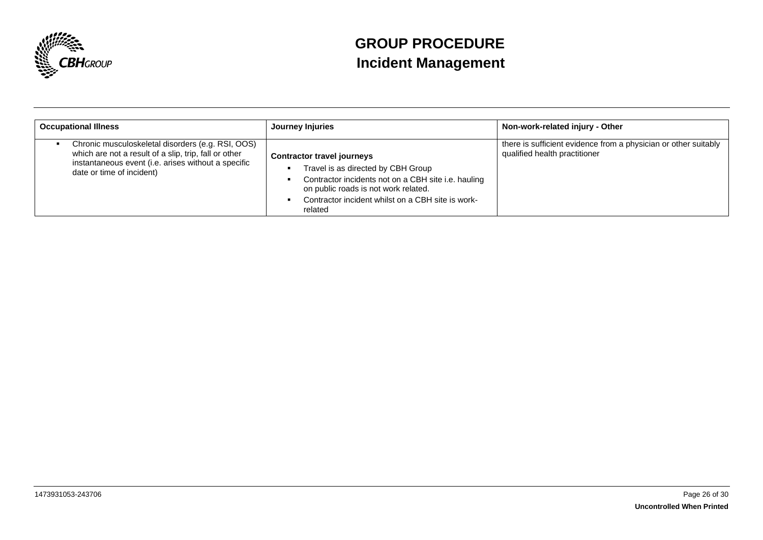| Occupational Illness | Journey Injuries | Non-work-related injury - Other |
|---|---|---|
| ▪ Chronic musculoskeletal disorders (e.g. RSI, OOS) which are not a result of a slip, trip, fall or other instantaneous event (i.e. arises without a specific date or time of incident) | **Contractor travel journeys**<br>▪ Travel is as directed by CBH Group<br>▪ Contractor incidents not on a CBH site i.e. hauling on public roads is not work related.<br>▪ Contractor incident whilst on a CBH site is work-related | there is sufficient evidence from a physician or other suitably qualified health practitioner |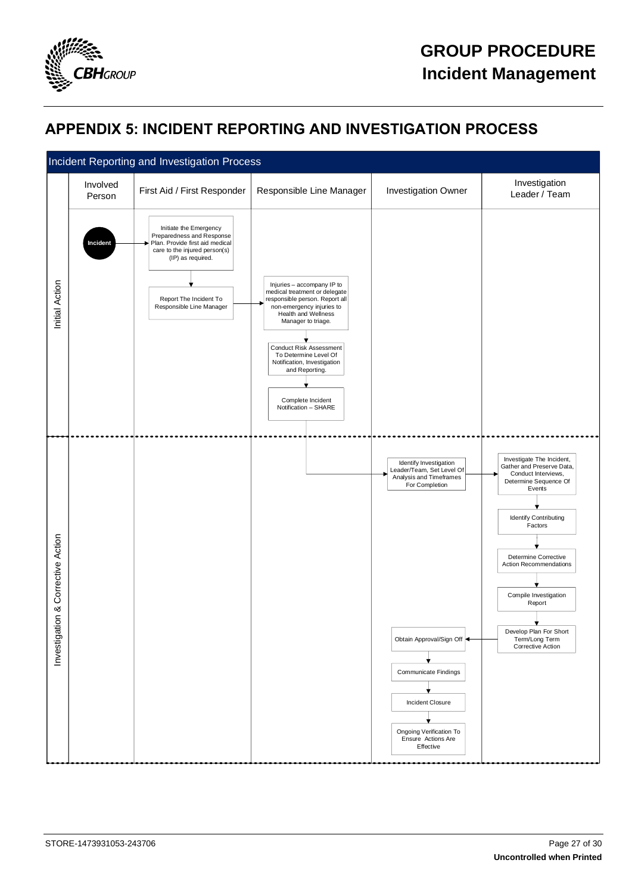## APPENDIX 5: INCIDENT REPORTING AND INVESTIGATION PROCESS

**Incident Reporting and Investigation Process**

| | Involved Person | First Aid / First Responder | Responsible Line Manager | Investigation Owner | Investigation Leader / Team |
|---|---|---|---|---|---|
| Initial Action | Incident | Initiate the Emergency Preparedness and Response Plan. Provide first aid medical care to the injured person(s) (IP) as required. | | | |
| | | Report The Incident To Responsible Line Manager | Injuries – accompany IP to medical treatment or delegate responsible person. Report all non-emergency injuries to Health and Wellness Manager to triage. | | |
| | | | Conduct Risk Assessment To Determine Level Of Notification, Investigation and Reporting. | | |
| | | | Complete Incident Notification – SHARE | | |
| Investigation & Corrective Action | | | | Identify Investigation Leader/Team, Set Level Of Analysis and Timeframes For Completion | Investigate The Incident, Gather and Preserve Data, Conduct Interviews, Determine Sequence Of Events |
| | | | | | Identify Contributing Factors |
| | | | | | Determine Corrective Action Recommendations |
| | | | | | Compile Investigation Report |
| | | | | Obtain Approval/Sign Off | Develop Plan For Short Term/Long Term Corrective Action |
| | | | | Communicate Findings | |
| | | | | Incident Closure | |
| | | | | Ongoing Verification To Ensure Actions Are Effective | |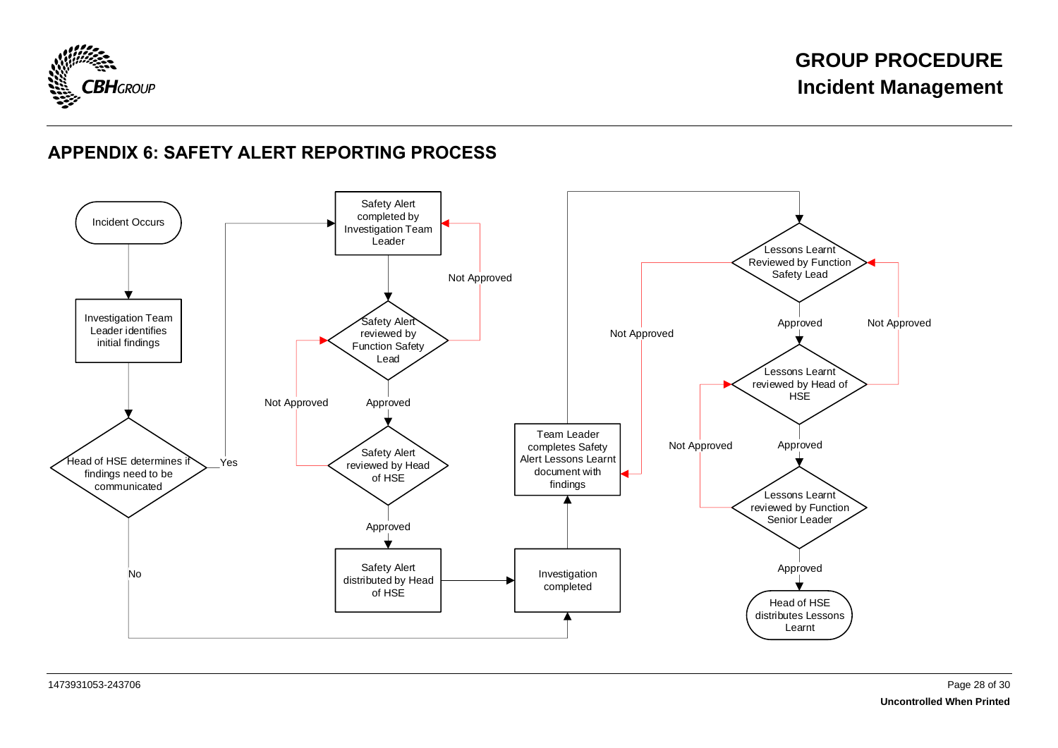## APPENDIX 6: SAFETY ALERT REPORTING PROCESS

Incident Occurs

Investigation Team Leader identifies initial findings

Head of HSE determines if findings need to be communicated

Yes

No

Safety Alert completed by Investigation Team Leader

Safety Alert reviewed by Function Safety Lead

Not Approved

Approved

Safety Alert reviewed by Head of HSE

Not Approved

Approved

Safety Alert distributed by Head of HSE

Investigation completed

Team Leader completes Safety Alert Lessons Learnt document with findings

Lessons Learnt Reviewed by Function Safety Lead

Not Approved

Approved

Not Approved

Lessons Learnt reviewed by Head of HSE

Not Approved

Approved

Lessons Learnt reviewed by Function Senior Leader

Approved

Head of HSE distributes Lessons Learnt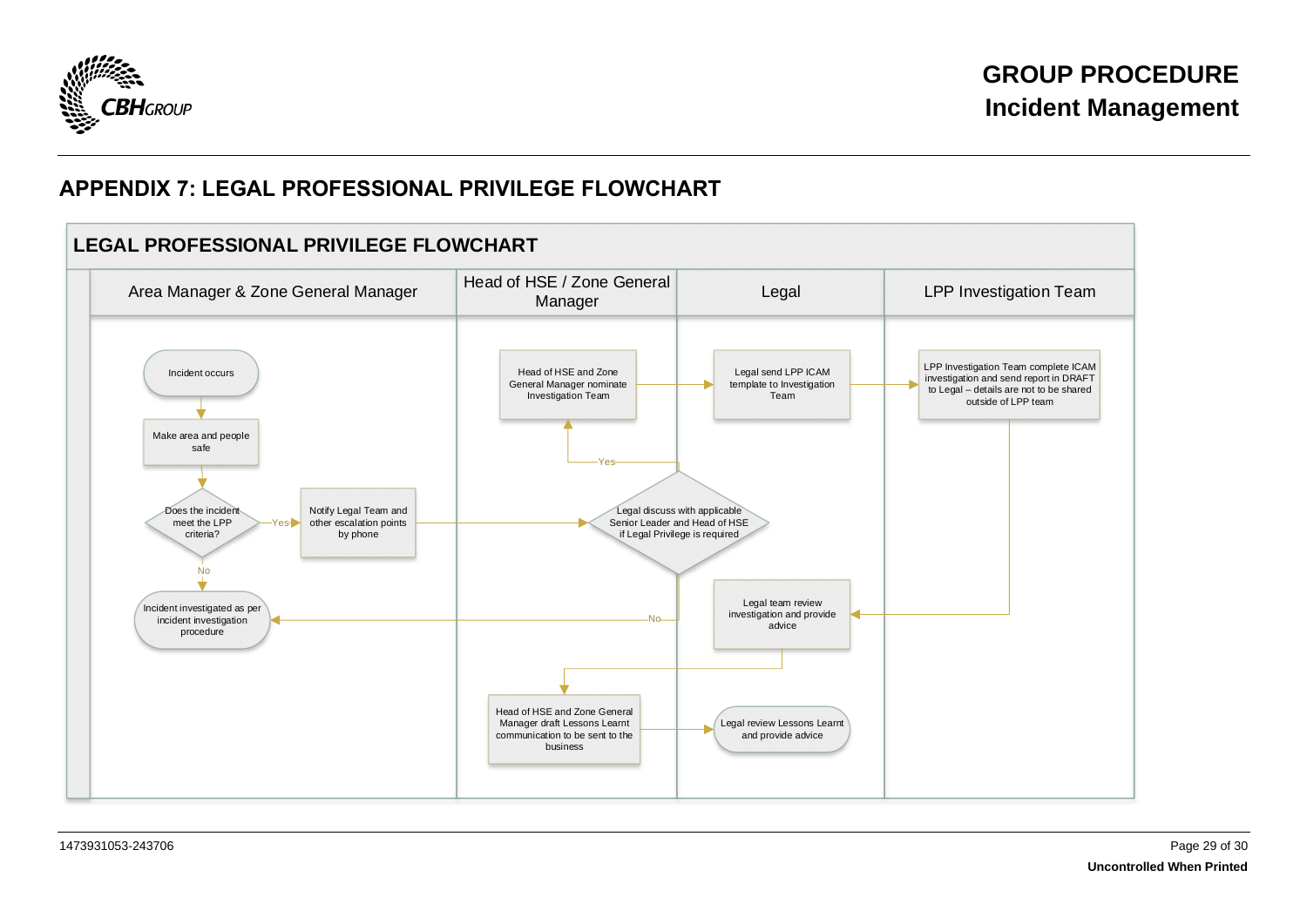## APPENDIX 7: LEGAL PROFESSIONAL PRIVILEGE FLOWCHART

### LEGAL PROFESSIONAL PRIVILEGE FLOWCHART

| Area Manager & Zone General Manager | Head of HSE / Zone General Manager | Legal | LPP Investigation Team |
|---|---|---|---|
| Incident occurs | Head of HSE and Zone General Manager nominate Investigation Team | Legal send LPP ICAM template to Investigation Team | LPP Investigation Team complete ICAM investigation and send report in DRAFT to Legal – details are not to be shared outside of LPP team |
| Make area and people safe | Legal discuss with applicable Senior Leader and Head of HSE if Legal Privilege is required | Legal team review investigation and provide advice | |
| Does the incident meet the LPP criteria? | Head of HSE and Zone General Manager draft Lessons Learnt communication to be sent to the business | Legal review Lessons Learnt and provide advice | |
| Notify Legal Team and other escalation points by phone | | | |
| Incident investigated as per incident investigation procedure | | | |

Flow:

1. Incident occurs → Make area and people safe → Does the incident meet the LPP criteria?
2. No → Incident investigated as per incident investigation procedure
3. Yes → Notify Legal Team and other escalation points by phone → Legal discuss with applicable Senior Leader and Head of HSE if Legal Privilege is required
4. No → Incident investigated as per incident investigation procedure
5. Yes → Head of HSE and Zone General Manager nominate Investigation Team → Legal send LPP ICAM template to Investigation Team → LPP Investigation Team complete ICAM investigation and send report in DRAFT to Legal – details are not to be shared outside of LPP team → Legal team review investigation and provide advice → Head of HSE and Zone General Manager draft Lessons Learnt communication to be sent to the business → Legal review Lessons Learnt and provide advice

1473931053-243706

**Uncontrolled When Printed**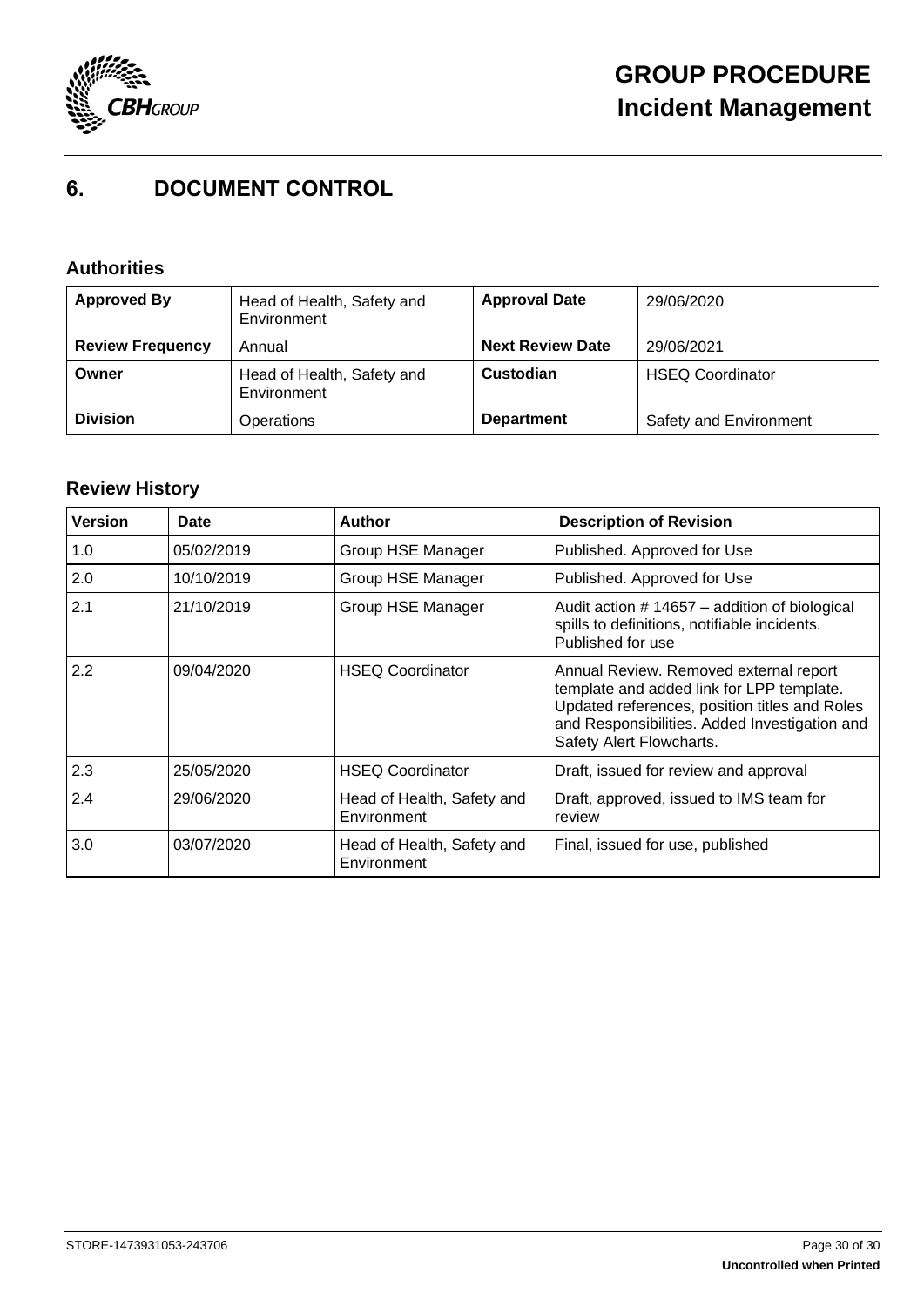# 6. DOCUMENT CONTROL

## Authorities

| | | | |
|---|---|---|---|
| **Approved By** | Head of Health, Safety and Environment | **Approval Date** | 29/06/2020 |
| **Review Frequency** | Annual | **Next Review Date** | 29/06/2021 |
| **Owner** | Head of Health, Safety and Environment | **Custodian** | HSEQ Coordinator |
| **Division** | Operations | **Department** | Safety and Environment |

## Review History

| Version | Date | Author | Description of Revision |
|---|---|---|---|
| 1.0 | 05/02/2019 | Group HSE Manager | Published. Approved for Use |
| 2.0 | 10/10/2019 | Group HSE Manager | Published. Approved for Use |
| 2.1 | 21/10/2019 | Group HSE Manager | Audit action # 14657 – addition of biological spills to definitions, notifiable incidents. Published for use |
| 2.2 | 09/04/2020 | HSEQ Coordinator | Annual Review. Removed external report template and added link for LPP template. Updated references, position titles and Roles and Responsibilities. Added Investigation and Safety Alert Flowcharts. |
| 2.3 | 25/05/2020 | HSEQ Coordinator | Draft, issued for review and approval |
| 2.4 | 29/06/2020 | Head of Health, Safety and Environment | Draft, approved, issued to IMS team for review |
| 3.0 | 03/07/2020 | Head of Health, Safety and Environment | Final, issued for use, published |